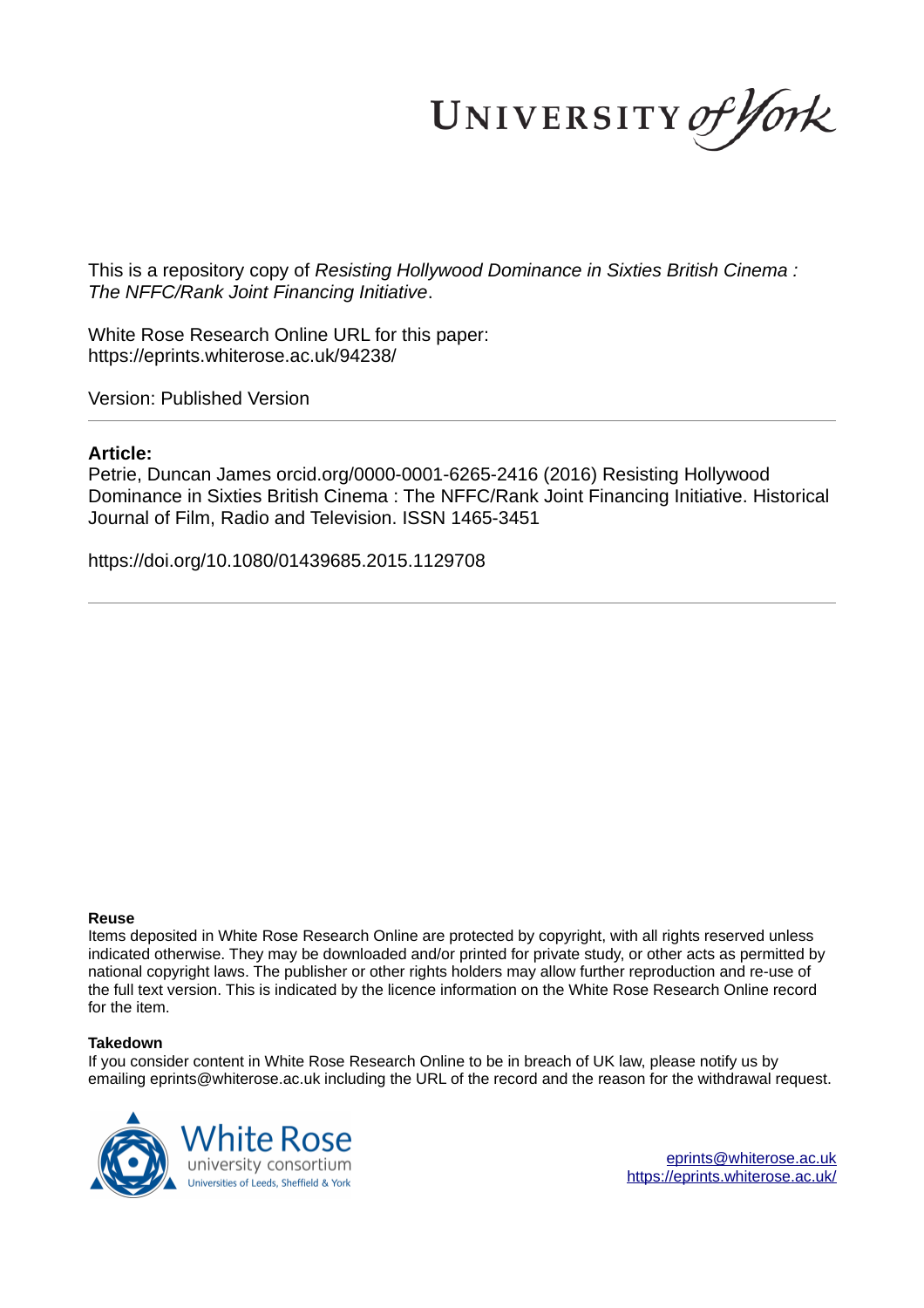This is a repository copy of *Resisting Hollywood Dominance in Sixties British Cinema : The NFFC/Rank Joint Financing Initiative*.

White Rose Research Online URL for this paper:
https://eprints.whiterose.ac.uk/94238/

Version: Published Version

---

**Article:**

Petrie, Duncan James orcid.org/0000-0001-6265-2416 (2016) Resisting Hollywood Dominance in Sixties British Cinema : The NFFC/Rank Joint Financing Initiative. Historical Journal of Film, Radio and Television. ISSN 1465-3451

https://doi.org/10.1080/01439685.2015.1129708

---

**Reuse**

Items deposited in White Rose Research Online are protected by copyright, with all rights reserved unless indicated otherwise. They may be downloaded and/or printed for private study, or other acts as permitted by national copyright laws. The publisher or other rights holders may allow further reproduction and re-use of the full text version. This is indicated by the licence information on the White Rose Research Online record for the item.

**Takedown**

If you consider content in White Rose Research Online to be in breach of UK law, please notify us by emailing eprints@whiterose.ac.uk including the URL of the record and the reason for the withdrawal request.

eprints@whiterose.ac.uk
https://eprints.whiterose.ac.uk/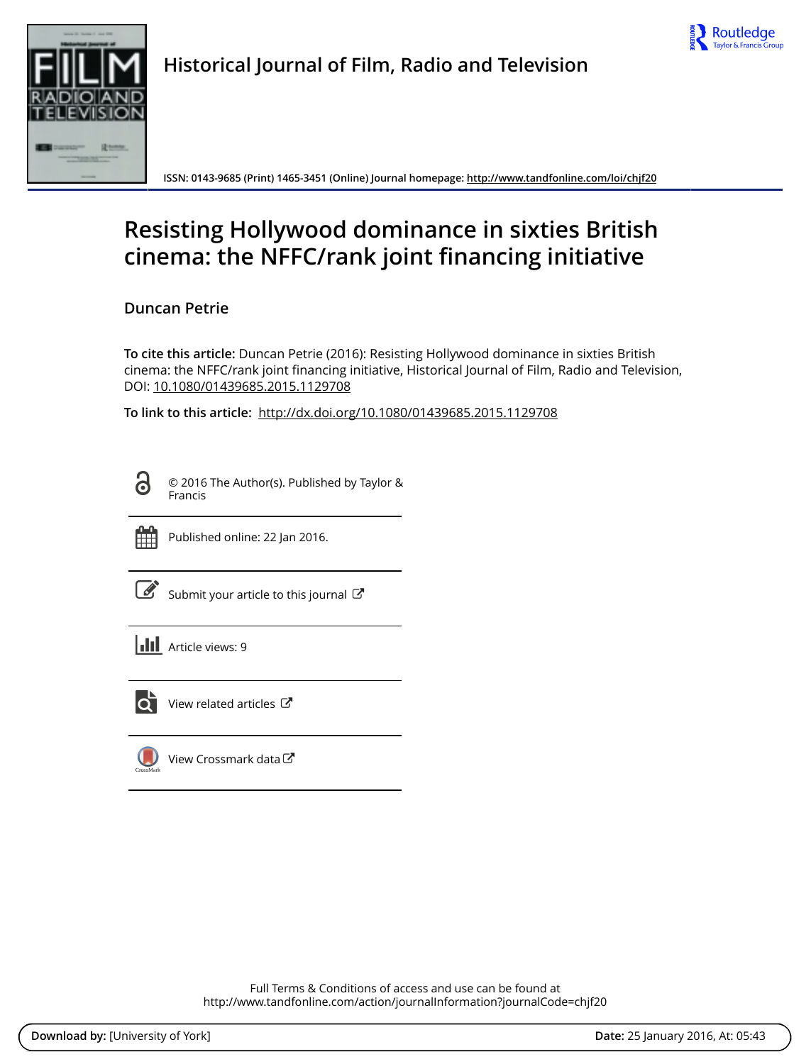Historical Journal of Film, Radio and Television

ISSN: 0143-9685 (Print) 1465-3451 (Online) Journal homepage: http://www.tandfonline.com/loi/chjf20

# Resisting Hollywood dominance in sixties British cinema: the NFFC/rank joint financing initiative

Duncan Petrie

**To cite this article:** Duncan Petrie (2016): Resisting Hollywood dominance in sixties British cinema: the NFFC/rank joint financing initiative, Historical Journal of Film, Radio and Television, DOI: 10.1080/01439685.2015.1129708

**To link to this article:** http://dx.doi.org/10.1080/01439685.2015.1129708

© 2016 The Author(s). Published by Taylor & Francis

Published online: 22 Jan 2016.

Submit your article to this journal

Article views: 9

View related articles

View Crossmark data

Full Terms & Conditions of access and use can be found at http://www.tandfonline.com/action/journalInformation?journalCode=chjf20

**Download by:** [University of York] **Date:** 25 January 2016, At: 05:43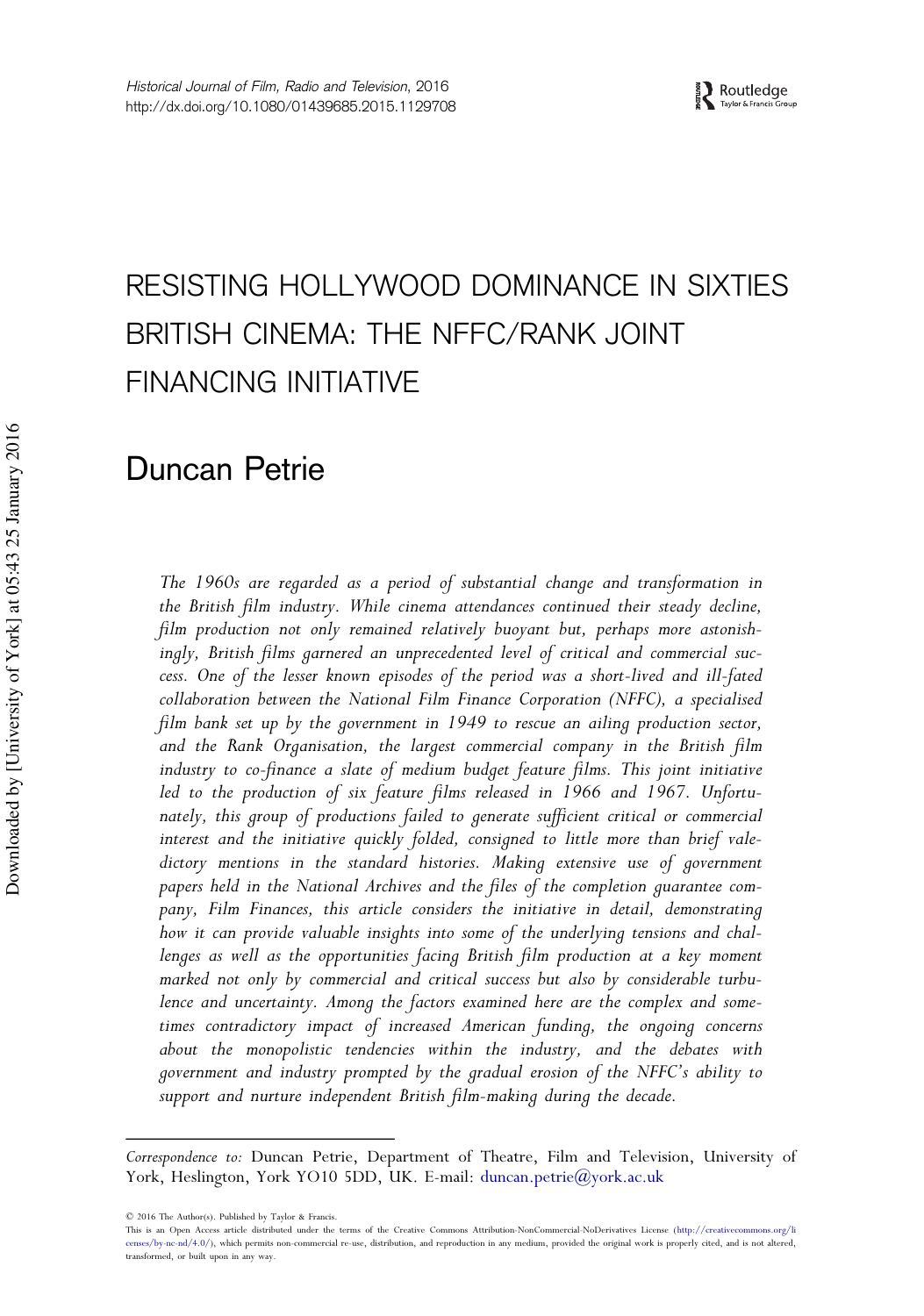# RESISTING HOLLYWOOD DOMINANCE IN SIXTIES BRITISH CINEMA: THE NFFC/RANK JOINT FINANCING INITIATIVE

## Duncan Petrie

*The 1960s are regarded as a period of substantial change and transformation in the British film industry. While cinema attendances continued their steady decline, film production not only remained relatively buoyant but, perhaps more astonishingly, British films garnered an unprecedented level of critical and commercial success. One of the lesser known episodes of the period was a short-lived and ill-fated collaboration between the National Film Finance Corporation (NFFC), a specialised film bank set up by the government in 1949 to rescue an ailing production sector, and the Rank Organisation, the largest commercial company in the British film industry to co-finance a slate of medium budget feature films. This joint initiative led to the production of six feature films released in 1966 and 1967. Unfortunately, this group of productions failed to generate sufficient critical or commercial interest and the initiative quickly folded, consigned to little more than brief valedictory mentions in the standard histories. Making extensive use of government papers held in the National Archives and the files of the completion guarantee company, Film Finances, this article considers the initiative in detail, demonstrating how it can provide valuable insights into some of the underlying tensions and challenges as well as the opportunities facing British film production at a key moment marked not only by commercial and critical success but also by considerable turbulence and uncertainty. Among the factors examined here are the complex and sometimes contradictory impact of increased American funding, the ongoing concerns about the monopolistic tendencies within the industry, and the debates with government and industry prompted by the gradual erosion of the NFFC's ability to support and nurture independent British film-making during the decade.*

---

*Correspondence to:* Duncan Petrie, Department of Theatre, Film and Television, University of York, Heslington, York YO10 5DD, UK. E-mail: duncan.petrie@york.ac.uk

© 2016 The Author(s). Published by Taylor & Francis.
This is an Open Access article distributed under the terms of the Creative Commons Attribution-NonCommercial-NoDerivatives License (http://creativecommons.org/licenses/by-nc-nd/4.0/), which permits non-commercial re-use, distribution, and reproduction in any medium, provided the original work is properly cited, and is not altered, transformed, or built upon in any way.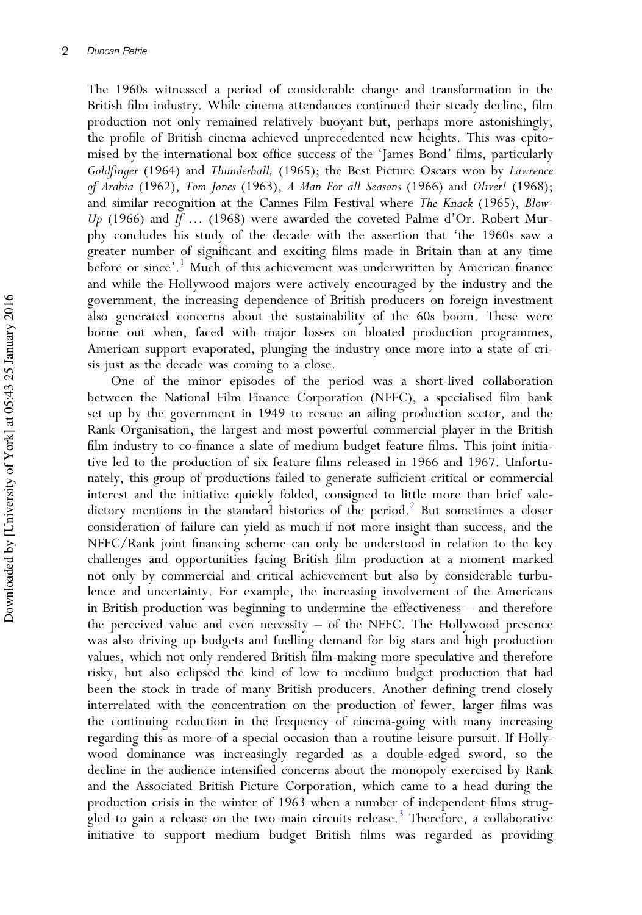The 1960s witnessed a period of considerable change and transformation in the British film industry. While cinema attendances continued their steady decline, film production not only remained relatively buoyant but, perhaps more astonishingly, the profile of British cinema achieved unprecedented new heights. This was epitomised by the international box office success of the 'James Bond' films, particularly *Goldfinger* (1964) and *Thunderball,* (1965); the Best Picture Oscars won by *Lawrence of Arabia* (1962), *Tom Jones* (1963), *A Man For all Seasons* (1966) and *Oliver!* (1968); and similar recognition at the Cannes Film Festival where *The Knack* (1965), *Blow-Up* (1966) and *If …* (1968) were awarded the coveted Palme d'Or. Robert Murphy concludes his study of the decade with the assertion that 'the 1960s saw a greater number of significant and exciting films made in Britain than at any time before or since'.[1] Much of this achievement was underwritten by American finance and while the Hollywood majors were actively encouraged by the industry and the government, the increasing dependence of British producers on foreign investment also generated concerns about the sustainability of the 60s boom. These were borne out when, faced with major losses on bloated production programmes, American support evaporated, plunging the industry once more into a state of crisis just as the decade was coming to a close.

One of the minor episodes of the period was a short-lived collaboration between the National Film Finance Corporation (NFFC), a specialised film bank set up by the government in 1949 to rescue an ailing production sector, and the Rank Organisation, the largest and most powerful commercial player in the British film industry to co-finance a slate of medium budget feature films. This joint initiative led to the production of six feature films released in 1966 and 1967. Unfortunately, this group of productions failed to generate sufficient critical or commercial interest and the initiative quickly folded, consigned to little more than brief valedictory mentions in the standard histories of the period.[2] But sometimes a closer consideration of failure can yield as much if not more insight than success, and the NFFC/Rank joint financing scheme can only be understood in relation to the key challenges and opportunities facing British film production at a moment marked not only by commercial and critical achievement but also by considerable turbulence and uncertainty. For example, the increasing involvement of the Americans in British production was beginning to undermine the effectiveness – and therefore the perceived value and even necessity – of the NFFC. The Hollywood presence was also driving up budgets and fuelling demand for big stars and high production values, which not only rendered British film-making more speculative and therefore risky, but also eclipsed the kind of low to medium budget production that had been the stock in trade of many British producers. Another defining trend closely interrelated with the concentration on the production of fewer, larger films was the continuing reduction in the frequency of cinema-going with many increasing regarding this as more of a special occasion than a routine leisure pursuit. If Hollywood dominance was increasingly regarded as a double-edged sword, so the decline in the audience intensified concerns about the monopoly exercised by Rank and the Associated British Picture Corporation, which came to a head during the production crisis in the winter of 1963 when a number of independent films struggled to gain a release on the two main circuits release.[3] Therefore, a collaborative initiative to support medium budget British films was regarded as providing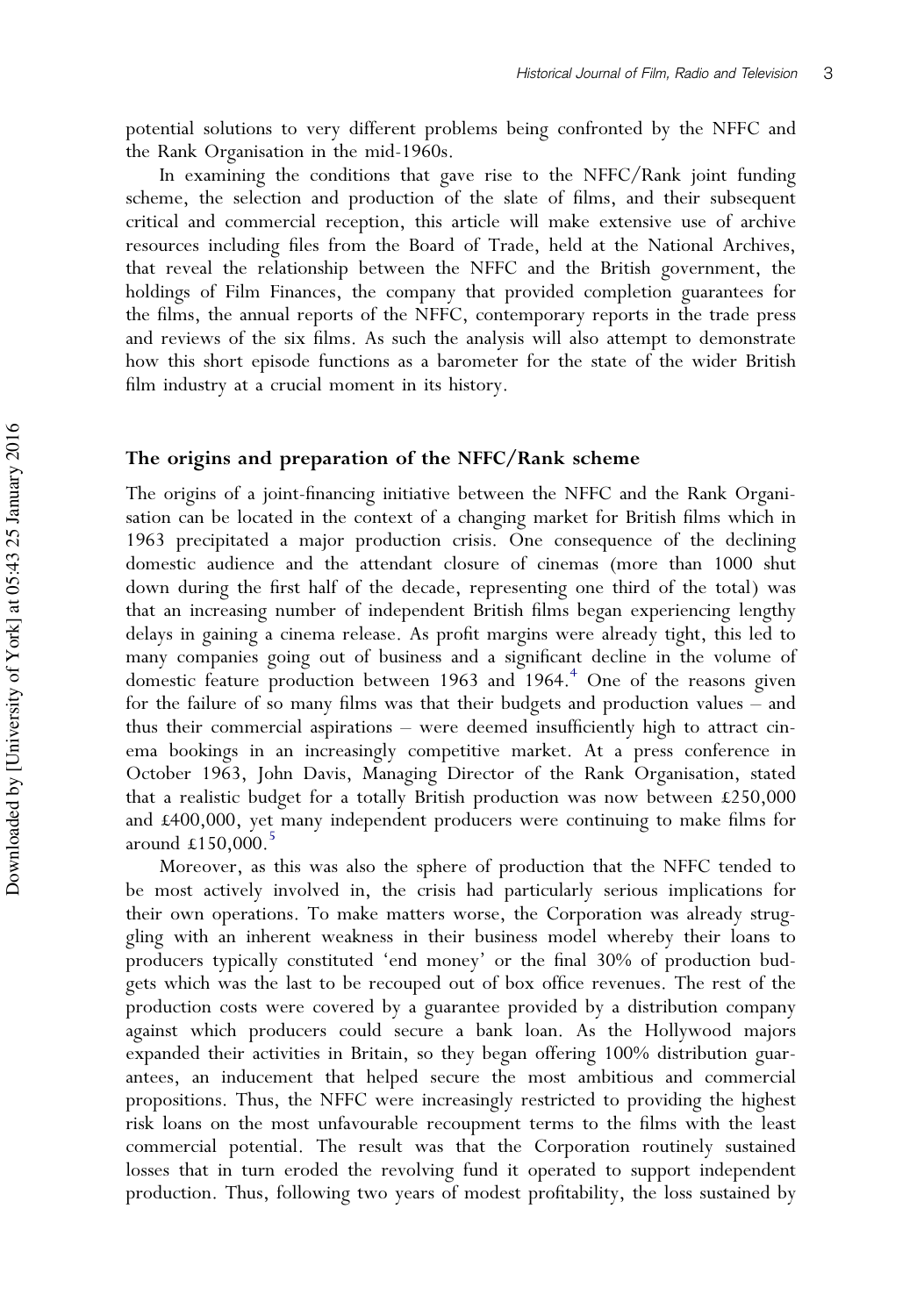potential solutions to very different problems being confronted by the NFFC and the Rank Organisation in the mid-1960s.

In examining the conditions that gave rise to the NFFC/Rank joint funding scheme, the selection and production of the slate of films, and their subsequent critical and commercial reception, this article will make extensive use of archive resources including files from the Board of Trade, held at the National Archives, that reveal the relationship between the NFFC and the British government, the holdings of Film Finances, the company that provided completion guarantees for the films, the annual reports of the NFFC, contemporary reports in the trade press and reviews of the six films. As such the analysis will also attempt to demonstrate how this short episode functions as a barometer for the state of the wider British film industry at a crucial moment in its history.

## The origins and preparation of the NFFC/Rank scheme

The origins of a joint-financing initiative between the NFFC and the Rank Organisation can be located in the context of a changing market for British films which in 1963 precipitated a major production crisis. One consequence of the declining domestic audience and the attendant closure of cinemas (more than 1000 shut down during the first half of the decade, representing one third of the total) was that an increasing number of independent British films began experiencing lengthy delays in gaining a cinema release. As profit margins were already tight, this led to many companies going out of business and a significant decline in the volume of domestic feature production between 1963 and 1964.[4] One of the reasons given for the failure of so many films was that their budgets and production values – and thus their commercial aspirations – were deemed insufficiently high to attract cinema bookings in an increasingly competitive market. At a press conference in October 1963, John Davis, Managing Director of the Rank Organisation, stated that a realistic budget for a totally British production was now between £250,000 and £400,000, yet many independent producers were continuing to make films for around £150,000.[5]

Moreover, as this was also the sphere of production that the NFFC tended to be most actively involved in, the crisis had particularly serious implications for their own operations. To make matters worse, the Corporation was already struggling with an inherent weakness in their business model whereby their loans to producers typically constituted 'end money' or the final 30% of production budgets which was the last to be recouped out of box office revenues. The rest of the production costs were covered by a guarantee provided by a distribution company against which producers could secure a bank loan. As the Hollywood majors expanded their activities in Britain, so they began offering 100% distribution guarantees, an inducement that helped secure the most ambitious and commercial propositions. Thus, the NFFC were increasingly restricted to providing the highest risk loans on the most unfavourable recoupment terms to the films with the least commercial potential. The result was that the Corporation routinely sustained losses that in turn eroded the revolving fund it operated to support independent production. Thus, following two years of modest profitability, the loss sustained by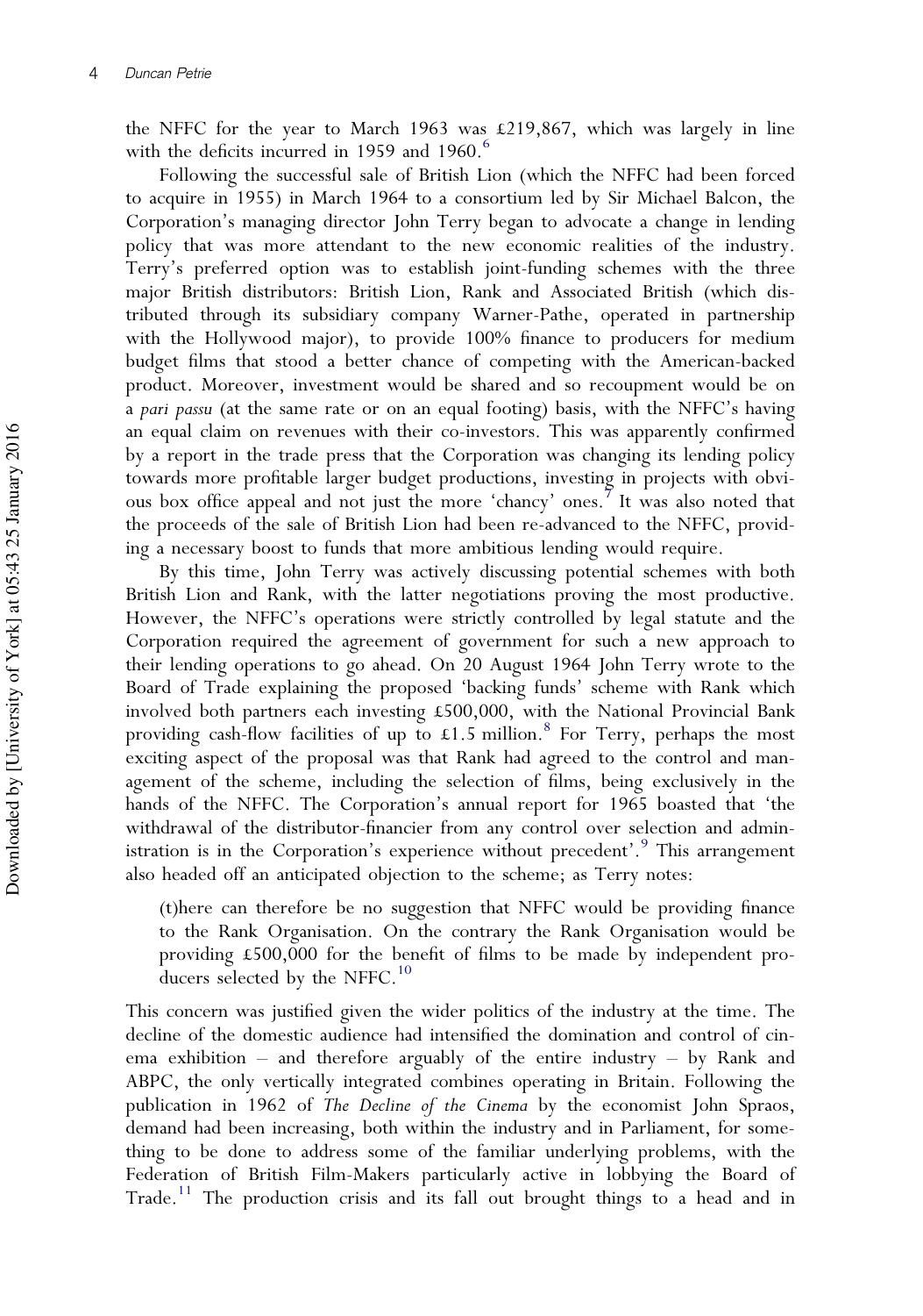the NFFC for the year to March 1963 was £219,867, which was largely in line with the deficits incurred in 1959 and 1960.[6]

Following the successful sale of British Lion (which the NFFC had been forced to acquire in 1955) in March 1964 to a consortium led by Sir Michael Balcon, the Corporation's managing director John Terry began to advocate a change in lending policy that was more attendant to the new economic realities of the industry. Terry's preferred option was to establish joint-funding schemes with the three major British distributors: British Lion, Rank and Associated British (which distributed through its subsidiary company Warner-Pathe, operated in partnership with the Hollywood major), to provide 100% finance to producers for medium budget films that stood a better chance of competing with the American-backed product. Moreover, investment would be shared and so recoupment would be on a *pari passu* (at the same rate or on an equal footing) basis, with the NFFC's having an equal claim on revenues with their co-investors. This was apparently confirmed by a report in the trade press that the Corporation was changing its lending policy towards more profitable larger budget productions, investing in projects with obvious box office appeal and not just the more 'chancy' ones.[7] It was also noted that the proceeds of the sale of British Lion had been re-advanced to the NFFC, providing a necessary boost to funds that more ambitious lending would require.

By this time, John Terry was actively discussing potential schemes with both British Lion and Rank, with the latter negotiations proving the most productive. However, the NFFC's operations were strictly controlled by legal statute and the Corporation required the agreement of government for such a new approach to their lending operations to go ahead. On 20 August 1964 John Terry wrote to the Board of Trade explaining the proposed 'backing funds' scheme with Rank which involved both partners each investing £500,000, with the National Provincial Bank providing cash-flow facilities of up to £1.5 million.[8] For Terry, perhaps the most exciting aspect of the proposal was that Rank had agreed to the control and management of the scheme, including the selection of films, being exclusively in the hands of the NFFC. The Corporation's annual report for 1965 boasted that 'the withdrawal of the distributor-financier from any control over selection and administration is in the Corporation's experience without precedent'.[9] This arrangement also headed off an anticipated objection to the scheme; as Terry notes:

> (t)here can therefore be no suggestion that NFFC would be providing finance to the Rank Organisation. On the contrary the Rank Organisation would be providing £500,000 for the benefit of films to be made by independent producers selected by the NFFC.[10]

This concern was justified given the wider politics of the industry at the time. The decline of the domestic audience had intensified the domination and control of cinema exhibition – and therefore arguably of the entire industry – by Rank and ABPC, the only vertically integrated combines operating in Britain. Following the publication in 1962 of *The Decline of the Cinema* by the economist John Spraos, demand had been increasing, both within the industry and in Parliament, for something to be done to address some of the familiar underlying problems, with the Federation of British Film-Makers particularly active in lobbying the Board of Trade.[11] The production crisis and its fall out brought things to a head and in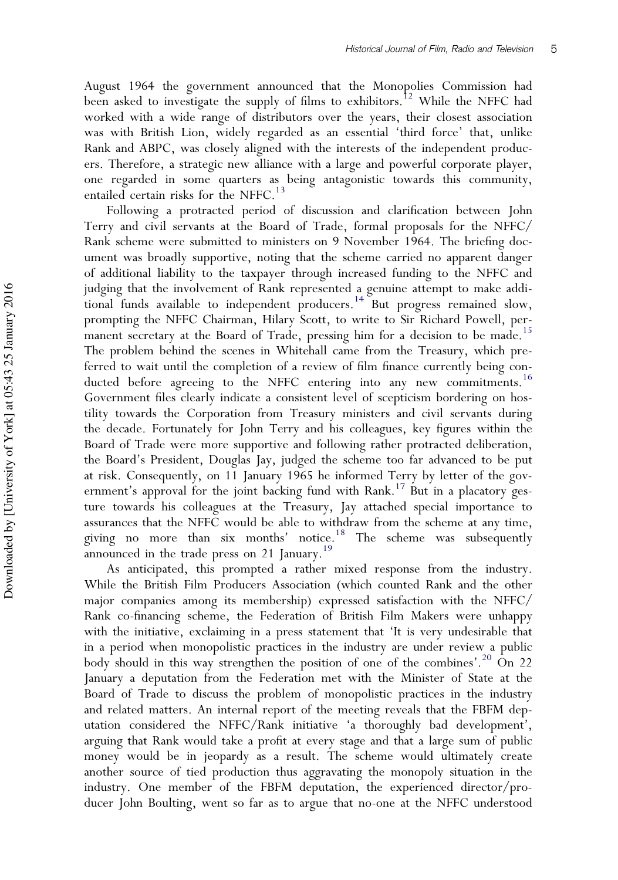August 1964 the government announced that the Monopolies Commission had been asked to investigate the supply of films to exhibitors.[12] While the NFFC had worked with a wide range of distributors over the years, their closest association was with British Lion, widely regarded as an essential 'third force' that, unlike Rank and ABPC, was closely aligned with the interests of the independent producers. Therefore, a strategic new alliance with a large and powerful corporate player, one regarded in some quarters as being antagonistic towards this community, entailed certain risks for the NFFC.[13]

Following a protracted period of discussion and clarification between John Terry and civil servants at the Board of Trade, formal proposals for the NFFC/Rank scheme were submitted to ministers on 9 November 1964. The briefing document was broadly supportive, noting that the scheme carried no apparent danger of additional liability to the taxpayer through increased funding to the NFFC and judging that the involvement of Rank represented a genuine attempt to make additional funds available to independent producers.[14] But progress remained slow, prompting the NFFC Chairman, Hilary Scott, to write to Sir Richard Powell, permanent secretary at the Board of Trade, pressing him for a decision to be made.[15] The problem behind the scenes in Whitehall came from the Treasury, which preferred to wait until the completion of a review of film finance currently being conducted before agreeing to the NFFC entering into any new commitments.[16] Government files clearly indicate a consistent level of scepticism bordering on hostility towards the Corporation from Treasury ministers and civil servants during the decade. Fortunately for John Terry and his colleagues, key figures within the Board of Trade were more supportive and following rather protracted deliberation, the Board's President, Douglas Jay, judged the scheme too far advanced to be put at risk. Consequently, on 11 January 1965 he informed Terry by letter of the government's approval for the joint backing fund with Rank.[17] But in a placatory gesture towards his colleagues at the Treasury, Jay attached special importance to assurances that the NFFC would be able to withdraw from the scheme at any time, giving no more than six months' notice.[18] The scheme was subsequently announced in the trade press on 21 January.[19]

As anticipated, this prompted a rather mixed response from the industry. While the British Film Producers Association (which counted Rank and the other major companies among its membership) expressed satisfaction with the NFFC/Rank co-financing scheme, the Federation of British Film Makers were unhappy with the initiative, exclaiming in a press statement that 'It is very undesirable that in a period when monopolistic practices in the industry are under review a public body should in this way strengthen the position of one of the combines'.[20] On 22 January a deputation from the Federation met with the Minister of State at the Board of Trade to discuss the problem of monopolistic practices in the industry and related matters. An internal report of the meeting reveals that the FBFM deputation considered the NFFC/Rank initiative 'a thoroughly bad development', arguing that Rank would take a profit at every stage and that a large sum of public money would be in jeopardy as a result. The scheme would ultimately create another source of tied production thus aggravating the monopoly situation in the industry. One member of the FBFM deputation, the experienced director/producer John Boulting, went so far as to argue that no-one at the NFFC understood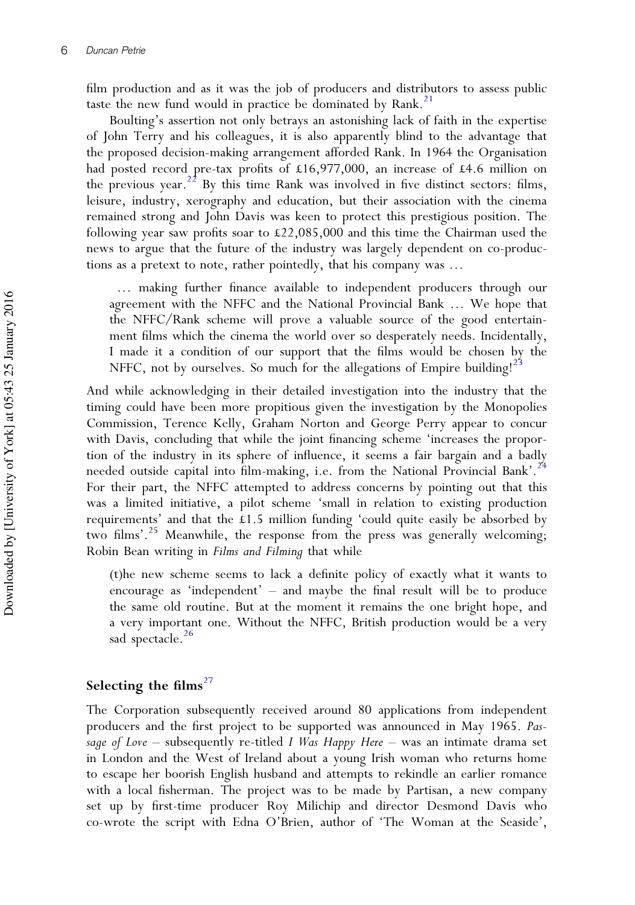film production and as it was the job of producers and distributors to assess public taste the new fund would in practice be dominated by Rank.[21]

Boulting's assertion not only betrays an astonishing lack of faith in the expertise of John Terry and his colleagues, it is also apparently blind to the advantage that the proposed decision-making arrangement afforded Rank. In 1964 the Organisation had posted record pre-tax profits of £16,977,000, an increase of £4.6 million on the previous year.[22] By this time Rank was involved in five distinct sectors: films, leisure, industry, xerography and education, but their association with the cinema remained strong and John Davis was keen to protect this prestigious position. The following year saw profits soar to £22,085,000 and this time the Chairman used the news to argue that the future of the industry was largely dependent on co-productions as a pretext to note, rather pointedly, that his company was …

> … making further finance available to independent producers through our agreement with the NFFC and the National Provincial Bank … We hope that the NFFC/Rank scheme will prove a valuable source of the good entertainment films which the cinema the world over so desperately needs. Incidentally, I made it a condition of our support that the films would be chosen by the NFFC, not by ourselves. So much for the allegations of Empire building![23]

And while acknowledging in their detailed investigation into the industry that the timing could have been more propitious given the investigation by the Monopolies Commission, Terence Kelly, Graham Norton and George Perry appear to concur with Davis, concluding that while the joint financing scheme 'increases the proportion of the industry in its sphere of influence, it seems a fair bargain and a badly needed outside capital into film-making, i.e. from the National Provincial Bank'.[24] For their part, the NFFC attempted to address concerns by pointing out that this was a limited initiative, a pilot scheme 'small in relation to existing production requirements' and that the £1.5 million funding 'could quite easily be absorbed by two films'.[25] Meanwhile, the response from the press was generally welcoming; Robin Bean writing in *Films and Filming* that while

> (t)he new scheme seems to lack a definite policy of exactly what it wants to encourage as 'independent' – and maybe the final result will be to produce the same old routine. But at the moment it remains the one bright hope, and a very important one. Without the NFFC, British production would be a very sad spectacle.[26]

## Selecting the films[27]

The Corporation subsequently received around 80 applications from independent producers and the first project to be supported was announced in May 1965. *Passage of Love* – subsequently re-titled *I Was Happy Here* – was an intimate drama set in London and the West of Ireland about a young Irish woman who returns home to escape her boorish English husband and attempts to rekindle an earlier romance with a local fisherman. The project was to be made by Partisan, a new company set up by first-time producer Roy Milichip and director Desmond Davis who co-wrote the script with Edna O'Brien, author of 'The Woman at the Seaside',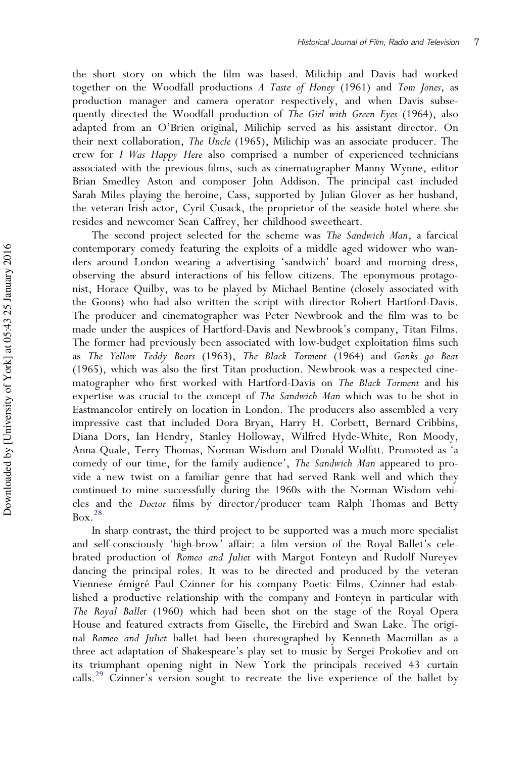the short story on which the film was based. Milichip and Davis had worked together on the Woodfall productions *A Taste of Honey* (1961) and *Tom Jones*, as production manager and camera operator respectively, and when Davis subsequently directed the Woodfall production of *The Girl with Green Eyes* (1964), also adapted from an O'Brien original, Milichip served as his assistant director. On their next collaboration, *The Uncle* (1965), Milichip was an associate producer. The crew for *I Was Happy Here* also comprised a number of experienced technicians associated with the previous films, such as cinematographer Manny Wynne, editor Brian Smedley Aston and composer John Addison. The principal cast included Sarah Miles playing the heroine, Cass, supported by Julian Glover as her husband, the veteran Irish actor, Cyril Cusack, the proprietor of the seaside hotel where she resides and newcomer Sean Caffrey, her childhood sweetheart.

The second project selected for the scheme was *The Sandwich Man*, a farcical contemporary comedy featuring the exploits of a middle aged widower who wanders around London wearing a advertising 'sandwich' board and morning dress, observing the absurd interactions of his fellow citizens. The eponymous protagonist, Horace Quilby, was to be played by Michael Bentine (closely associated with the Goons) who had also written the script with director Robert Hartford-Davis. The producer and cinematographer was Peter Newbrook and the film was to be made under the auspices of Hartford-Davis and Newbrook's company, Titan Films. The former had previously been associated with low-budget exploitation films such as *The Yellow Teddy Bears* (1963), *The Black Torment* (1964) and *Gonks go Beat* (1965), which was also the first Titan production. Newbrook was a respected cinematographer who first worked with Hartford-Davis on *The Black Torment* and his expertise was crucial to the concept of *The Sandwich Man* which was to be shot in Eastmancolor entirely on location in London. The producers also assembled a very impressive cast that included Dora Bryan, Harry H. Corbett, Bernard Cribbins, Diana Dors, Ian Hendry, Stanley Holloway, Wilfred Hyde-White, Ron Moody, Anna Quale, Terry Thomas, Norman Wisdom and Donald Wolfitt. Promoted as 'a comedy of our time, for the family audience', *The Sandwich Man* appeared to provide a new twist on a familiar genre that had served Rank well and which they continued to mine successfully during the 1960s with the Norman Wisdom vehicles and the *Doctor* films by director/producer team Ralph Thomas and Betty Box.[28]

In sharp contrast, the third project to be supported was a much more specialist and self-consciously 'high-brow' affair: a film version of the Royal Ballet's celebrated production of *Romeo and Juliet* with Margot Fonteyn and Rudolf Nureyev dancing the principal roles. It was to be directed and produced by the veteran Viennese émigré Paul Czinner for his company Poetic Films. Czinner had established a productive relationship with the company and Fonteyn in particular with *The Royal Ballet* (1960) which had been shot on the stage of the Royal Opera House and featured extracts from Giselle, the Firebird and Swan Lake. The original *Romeo and Juliet* ballet had been choreographed by Kenneth Macmillan as a three act adaptation of Shakespeare's play set to music by Sergei Prokofiev and on its triumphant opening night in New York the principals received 43 curtain calls.[29] Czinner's version sought to recreate the live experience of the ballet by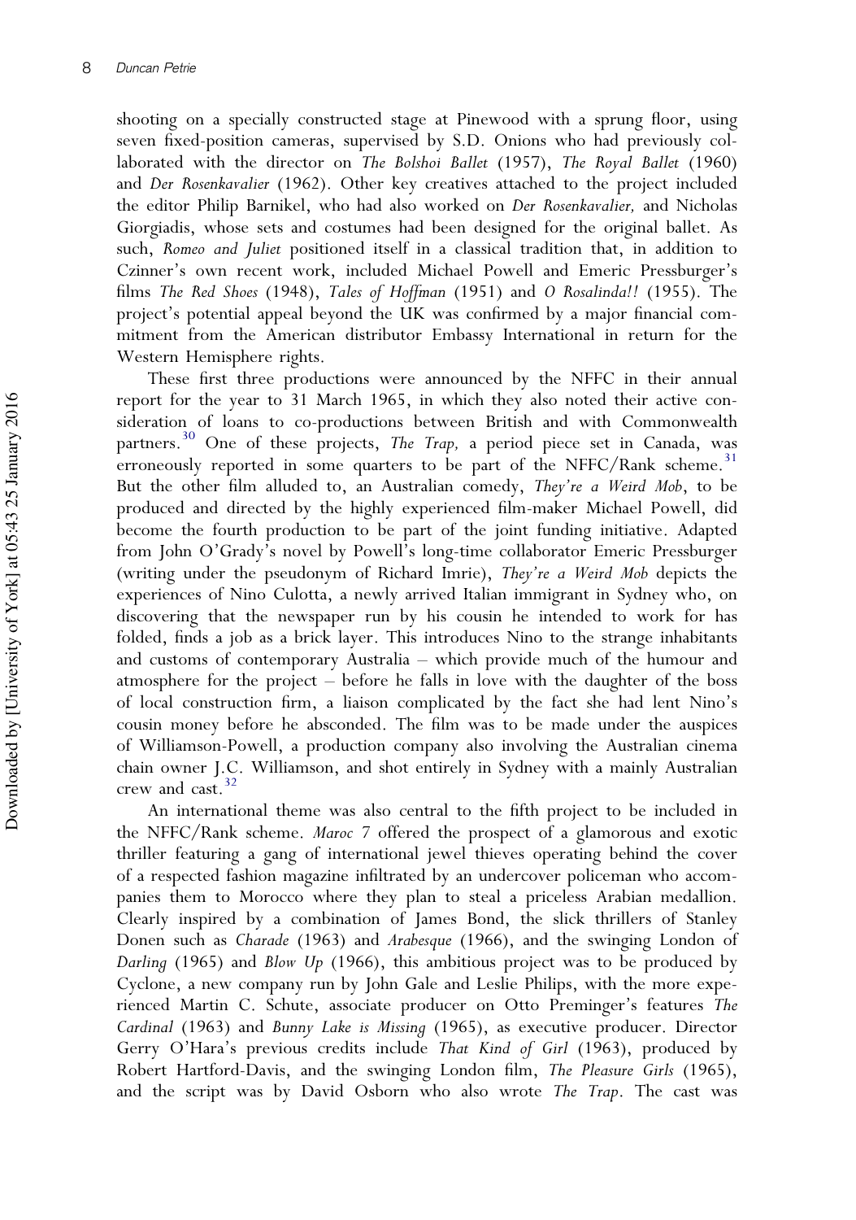shooting on a specially constructed stage at Pinewood with a sprung floor, using seven fixed-position cameras, supervised by S.D. Onions who had previously collaborated with the director on *The Bolshoi Ballet* (1957), *The Royal Ballet* (1960) and *Der Rosenkavalier* (1962). Other key creatives attached to the project included the editor Philip Barnikel, who had also worked on *Der Rosenkavalier,* and Nicholas Giorgiadis, whose sets and costumes had been designed for the original ballet. As such, *Romeo and Juliet* positioned itself in a classical tradition that, in addition to Czinner's own recent work, included Michael Powell and Emeric Pressburger's films *The Red Shoes* (1948), *Tales of Hoffman* (1951) and *O Rosalinda!!* (1955). The project's potential appeal beyond the UK was confirmed by a major financial commitment from the American distributor Embassy International in return for the Western Hemisphere rights.

These first three productions were announced by the NFFC in their annual report for the year to 31 March 1965, in which they also noted their active consideration of loans to co-productions between British and with Commonwealth partners.[30] One of these projects, *The Trap,* a period piece set in Canada, was erroneously reported in some quarters to be part of the NFFC/Rank scheme.[31] But the other film alluded to, an Australian comedy, *They're a Weird Mob*, to be produced and directed by the highly experienced film-maker Michael Powell, did become the fourth production to be part of the joint funding initiative. Adapted from John O'Grady's novel by Powell's long-time collaborator Emeric Pressburger (writing under the pseudonym of Richard Imrie), *They're a Weird Mob* depicts the experiences of Nino Culotta, a newly arrived Italian immigrant in Sydney who, on discovering that the newspaper run by his cousin he intended to work for has folded, finds a job as a brick layer. This introduces Nino to the strange inhabitants and customs of contemporary Australia – which provide much of the humour and atmosphere for the project – before he falls in love with the daughter of the boss of local construction firm, a liaison complicated by the fact she had lent Nino's cousin money before he absconded. The film was to be made under the auspices of Williamson-Powell, a production company also involving the Australian cinema chain owner J.C. Williamson, and shot entirely in Sydney with a mainly Australian crew and cast.[32]

An international theme was also central to the fifth project to be included in the NFFC/Rank scheme. *Maroc 7* offered the prospect of a glamorous and exotic thriller featuring a gang of international jewel thieves operating behind the cover of a respected fashion magazine infiltrated by an undercover policeman who accompanies them to Morocco where they plan to steal a priceless Arabian medallion. Clearly inspired by a combination of James Bond, the slick thrillers of Stanley Donen such as *Charade* (1963) and *Arabesque* (1966), and the swinging London of *Darling* (1965) and *Blow Up* (1966), this ambitious project was to be produced by Cyclone, a new company run by John Gale and Leslie Philips, with the more experienced Martin C. Schute, associate producer on Otto Preminger's features *The Cardinal* (1963) and *Bunny Lake is Missing* (1965), as executive producer. Director Gerry O'Hara's previous credits include *That Kind of Girl* (1963), produced by Robert Hartford-Davis, and the swinging London film, *The Pleasure Girls* (1965), and the script was by David Osborn who also wrote *The Trap*. The cast was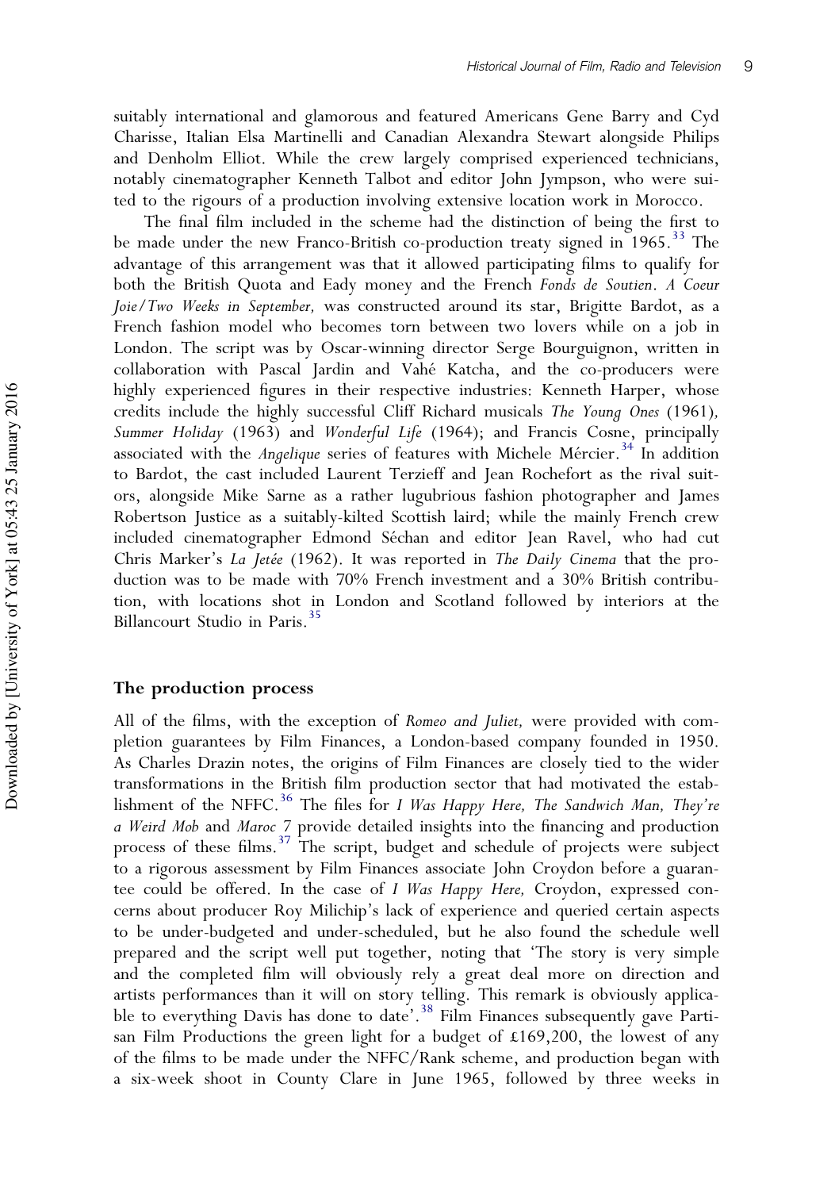suitably international and glamorous and featured Americans Gene Barry and Cyd Charisse, Italian Elsa Martinelli and Canadian Alexandra Stewart alongside Philips and Denholm Elliot. While the crew largely comprised experienced technicians, notably cinematographer Kenneth Talbot and editor John Jympson, who were suited to the rigours of a production involving extensive location work in Morocco.

The final film included in the scheme had the distinction of being the first to be made under the new Franco-British co-production treaty signed in 1965.[33] The advantage of this arrangement was that it allowed participating films to qualify for both the British Quota and Eady money and the French *Fonds de Soutien*. *A Coeur Joie/Two Weeks in September,* was constructed around its star, Brigitte Bardot, as a French fashion model who becomes torn between two lovers while on a job in London. The script was by Oscar-winning director Serge Bourguignon, written in collaboration with Pascal Jardin and Vahé Katcha, and the co-producers were highly experienced figures in their respective industries: Kenneth Harper, whose credits include the highly successful Cliff Richard musicals *The Young Ones* (1961), *Summer Holiday* (1963) and *Wonderful Life* (1964); and Francis Cosne, principally associated with the *Angelique* series of features with Michele Méroier.[34] In addition to Bardot, the cast included Laurent Terzieff and Jean Rochefort as the rival suitors, alongside Mike Sarne as a rather lugubrious fashion photographer and James Robertson Justice as a suitably-kilted Scottish laird; while the mainly French crew included cinematographer Edmond Séchan and editor Jean Ravel, who had cut Chris Marker's *La Jetée* (1962). It was reported in *The Daily Cinema* that the production was to be made with 70% French investment and a 30% British contribution, with locations shot in London and Scotland followed by interiors at the Billancourt Studio in Paris.[35]

## The production process

All of the films, with the exception of *Romeo and Juliet,* were provided with completion guarantees by Film Finances, a London-based company founded in 1950. As Charles Drazin notes, the origins of Film Finances are closely tied to the wider transformations in the British film production sector that had motivated the establishment of the NFFC.[36] The files for *I Was Happy Here, The Sandwich Man, They're a Weird Mob* and *Maroc 7* provide detailed insights into the financing and production process of these films.[37] The script, budget and schedule of projects were subject to a rigorous assessment by Film Finances associate John Croydon before a guarantee could be offered. In the case of *I Was Happy Here,* Croydon, expressed concerns about producer Roy Milichip's lack of experience and queried certain aspects to be under-budgeted and under-scheduled, but he also found the schedule well prepared and the script well put together, noting that 'The story is very simple and the completed film will obviously rely a great deal more on direction and artists performances than it will on story telling. This remark is obviously applicable to everything Davis has done to date'.[38] Film Finances subsequently gave Partisan Film Productions the green light for a budget of £169,200, the lowest of any of the films to be made under the NFFC/Rank scheme, and production began with a six-week shoot in County Clare in June 1965, followed by three weeks in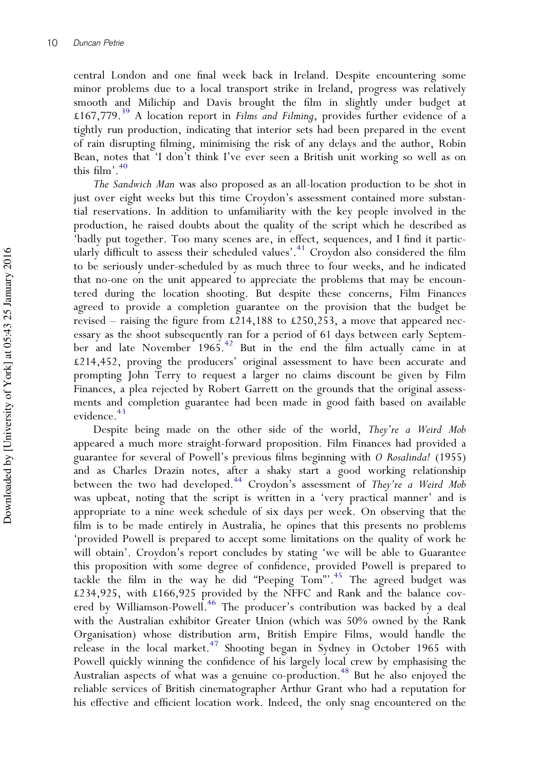central London and one final week back in Ireland. Despite encountering some minor problems due to a local transport strike in Ireland, progress was relatively smooth and Milichip and Davis brought the film in slightly under budget at £167,779.[39] A location report in *Films and Filming*, provides further evidence of a tightly run production, indicating that interior sets had been prepared in the event of rain disrupting filming, minimising the risk of any delays and the author, Robin Bean, notes that 'I don't think I've ever seen a British unit working so well as on this film'.[40]

*The Sandwich Man* was also proposed as an all-location production to be shot in just over eight weeks but this time Croydon's assessment contained more substantial reservations. In addition to unfamiliarity with the key people involved in the production, he raised doubts about the quality of the script which he described as 'badly put together. Too many scenes are, in effect, sequences, and I find it particularly difficult to assess their scheduled values'.[41] Croydon also considered the film to be seriously under-scheduled by as much three to four weeks, and he indicated that no-one on the unit appeared to appreciate the problems that may be encountered during the location shooting. But despite these concerns, Film Finances agreed to provide a completion guarantee on the provision that the budget be revised – raising the figure from £214,188 to £250,253, a move that appeared necessary as the shoot subsequently ran for a period of 61 days between early September and late November 1965.[42] But in the end the film actually came in at £214,452, proving the producers' original assessment to have been accurate and prompting John Terry to request a larger no claims discount be given by Film Finances, a plea rejected by Robert Garrett on the grounds that the original assessments and completion guarantee had been made in good faith based on available evidence.[43]

Despite being made on the other side of the world, *They're a Weird Mob* appeared a much more straight-forward proposition. Film Finances had provided a guarantee for several of Powell's previous films beginning with *O Rosalinda!* (1955) and as Charles Drazin notes, after a shaky start a good working relationship between the two had developed.[44] Croydon's assessment of *They're a Weird Mob* was upbeat, noting that the script is written in a 'very practical manner' and is appropriate to a nine week schedule of six days per week. On observing that the film is to be made entirely in Australia, he opines that this presents no problems 'provided Powell is prepared to accept some limitations on the quality of work he will obtain'. Croydon's report concludes by stating 'we will be able to Guarantee this proposition with some degree of confidence, provided Powell is prepared to tackle the film in the way he did "Peeping Tom"'.[45] The agreed budget was £234,925, with £166,925 provided by the NFFC and Rank and the balance covered by Williamson-Powell.[46] The producer's contribution was backed by a deal with the Australian exhibitor Greater Union (which was 50% owned by the Rank Organisation) whose distribution arm, British Empire Films, would handle the release in the local market.[47] Shooting began in Sydney in October 1965 with Powell quickly winning the confidence of his largely local crew by emphasising the Australian aspects of what was a genuine co-production.[48] But he also enjoyed the reliable services of British cinematographer Arthur Grant who had a reputation for his effective and efficient location work. Indeed, the only snag encountered on the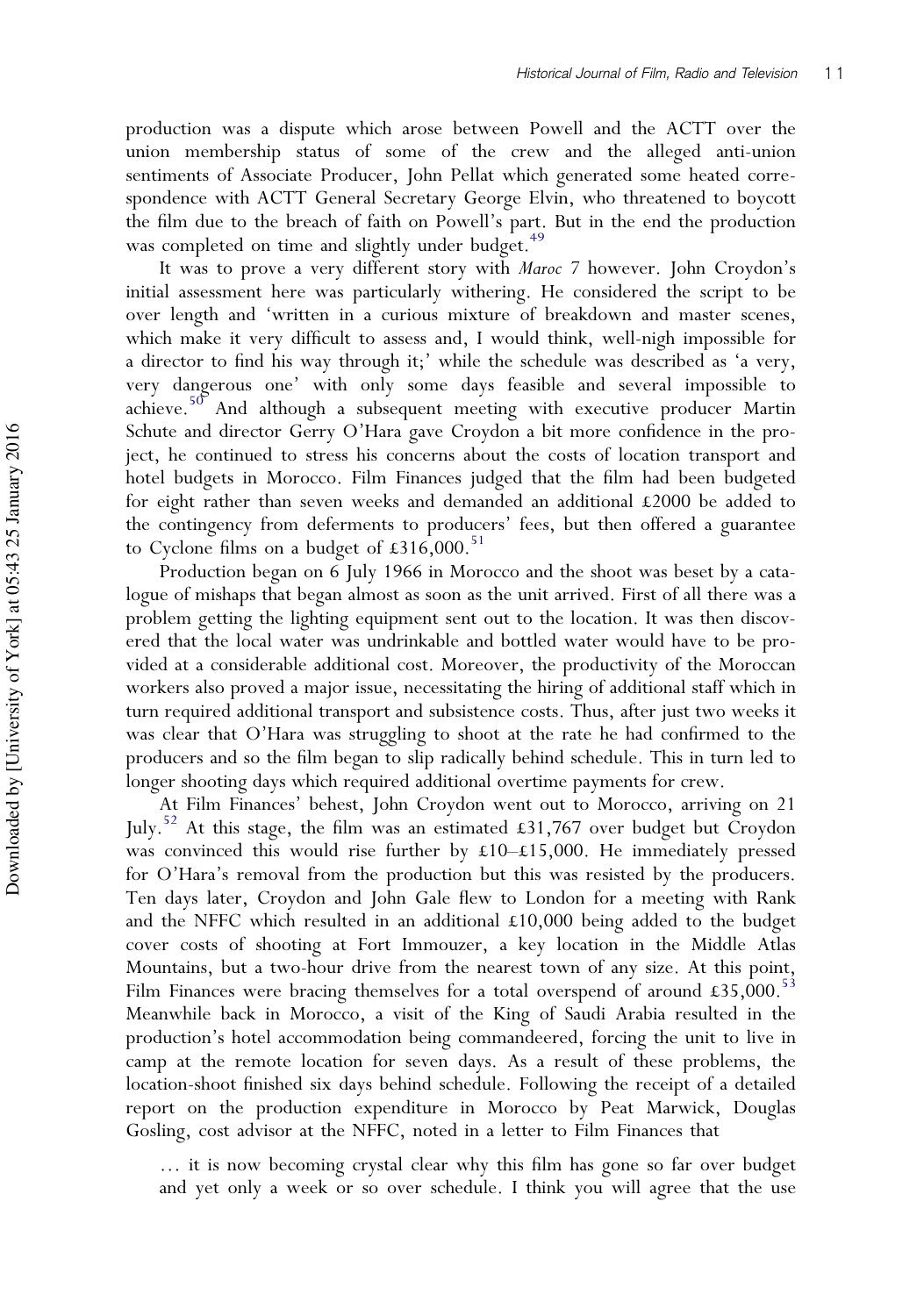production was a dispute which arose between Powell and the ACTT over the union membership status of some of the crew and the alleged anti-union sentiments of Associate Producer, John Pellat which generated some heated correspondence with ACTT General Secretary George Elvin, who threatened to boycott the film due to the breach of faith on Powell's part. But in the end the production was completed on time and slightly under budget.[49]

It was to prove a very different story with *Maroc 7* however. John Croydon's initial assessment here was particularly withering. He considered the script to be over length and 'written in a curious mixture of breakdown and master scenes, which make it very difficult to assess and, I would think, well-nigh impossible for a director to find his way through it;' while the schedule was described as 'a very, very dangerous one' with only some days feasible and several impossible to achieve.[50] And although a subsequent meeting with executive producer Martin Schute and director Gerry O'Hara gave Croydon a bit more confidence in the project, he continued to stress his concerns about the costs of location transport and hotel budgets in Morocco. Film Finances judged that the film had been budgeted for eight rather than seven weeks and demanded an additional £2000 be added to the contingency from deferments to producers' fees, but then offered a guarantee to Cyclone films on a budget of £316,000.[51]

Production began on 6 July 1966 in Morocco and the shoot was beset by a catalogue of mishaps that began almost as soon as the unit arrived. First of all there was a problem getting the lighting equipment sent out to the location. It was then discovered that the local water was undrinkable and bottled water would have to be provided at a considerable additional cost. Moreover, the productivity of the Moroccan workers also proved a major issue, necessitating the hiring of additional staff which in turn required additional transport and subsistence costs. Thus, after just two weeks it was clear that O'Hara was struggling to shoot at the rate he had confirmed to the producers and so the film began to slip radically behind schedule. This in turn led to longer shooting days which required additional overtime payments for crew.

At Film Finances' behest, John Croydon went out to Morocco, arriving on 21 July.[52] At this stage, the film was an estimated £31,767 over budget but Croydon was convinced this would rise further by £10–£15,000. He immediately pressed for O'Hara's removal from the production but this was resisted by the producers. Ten days later, Croydon and John Gale flew to London for a meeting with Rank and the NFFC which resulted in an additional £10,000 being added to the budget cover costs of shooting at Fort Immouzer, a key location in the Middle Atlas Mountains, but a two-hour drive from the nearest town of any size. At this point, Film Finances were bracing themselves for a total overspend of around £35,000.[53] Meanwhile back in Morocco, a visit of the King of Saudi Arabia resulted in the production's hotel accommodation being commandeered, forcing the unit to live in camp at the remote location for seven days. As a result of these problems, the location-shoot finished six days behind schedule. Following the receipt of a detailed report on the production expenditure in Morocco by Peat Marwick, Douglas Gosling, cost advisor at the NFFC, noted in a letter to Film Finances that

> … it is now becoming crystal clear why this film has gone so far over budget and yet only a week or so over schedule. I think you will agree that the use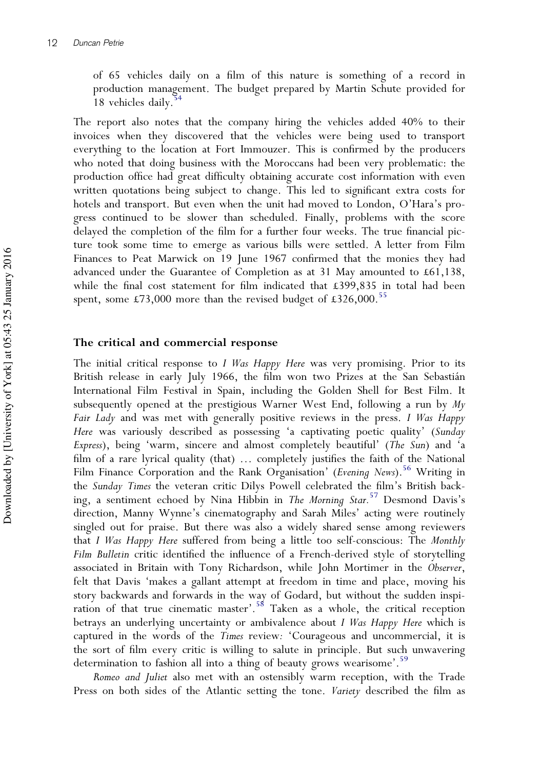of 65 vehicles daily on a film of this nature is something of a record in production management. The budget prepared by Martin Schute provided for 18 vehicles daily.[54]

The report also notes that the company hiring the vehicles added 40% to their invoices when they discovered that the vehicles were being used to transport everything to the location at Fort Immouzer. This is confirmed by the producers who noted that doing business with the Moroccans had been very problematic: the production office had great difficulty obtaining accurate cost information with even written quotations being subject to change. This led to significant extra costs for hotels and transport. But even when the unit had moved to London, O'Hara's progress continued to be slower than scheduled. Finally, problems with the score delayed the completion of the film for a further four weeks. The true financial picture took some time to emerge as various bills were settled. A letter from Film Finances to Peat Marwick on 19 June 1967 confirmed that the monies they had advanced under the Guarantee of Completion as at 31 May amounted to £61,138, while the final cost statement for film indicated that £399,835 in total had been spent, some £73,000 more than the revised budget of £326,000.[55]

## The critical and commercial response

The initial critical response to *I Was Happy Here* was very promising. Prior to its British release in early July 1966, the film won two Prizes at the San Sebastián International Film Festival in Spain, including the Golden Shell for Best Film. It subsequently opened at the prestigious Warner West End, following a run by *My Fair Lady* and was met with generally positive reviews in the press. *I Was Happy Here* was variously described as possessing 'a captivating poetic quality' (*Sunday Express*), being 'warm, sincere and almost completely beautiful' (*The Sun*) and 'a film of a rare lyrical quality (that) … completely justifies the faith of the National Film Finance Corporation and the Rank Organisation' (*Evening News*).[56] Writing in the *Sunday Times* the veteran critic Dilys Powell celebrated the film's British backing, a sentiment echoed by Nina Hibbin in *The Morning Star*.[57] Desmond Davis's direction, Manny Wynne's cinematography and Sarah Miles' acting were routinely singled out for praise. But there was also a widely shared sense among reviewers that *I Was Happy Here* suffered from being a little too self-conscious: The *Monthly Film Bulletin* critic identified the influence of a French-derived style of storytelling associated in Britain with Tony Richardson, while John Mortimer in the *Observer*, felt that Davis 'makes a gallant attempt at freedom in time and place, moving his story backwards and forwards in the way of Godard, but without the sudden inspiration of that true cinematic master'.[58] Taken as a whole, the critical reception betrays an underlying uncertainty or ambivalence about *I Was Happy Here* which is captured in the words of the *Times* review: 'Courageous and uncommercial, it is the sort of film every critic is willing to salute in principle. But such unwavering determination to fashion all into a thing of beauty grows wearisome'.[59]

*Romeo and Juliet* also met with an ostensibly warm reception, with the Trade Press on both sides of the Atlantic setting the tone. *Variety* described the film as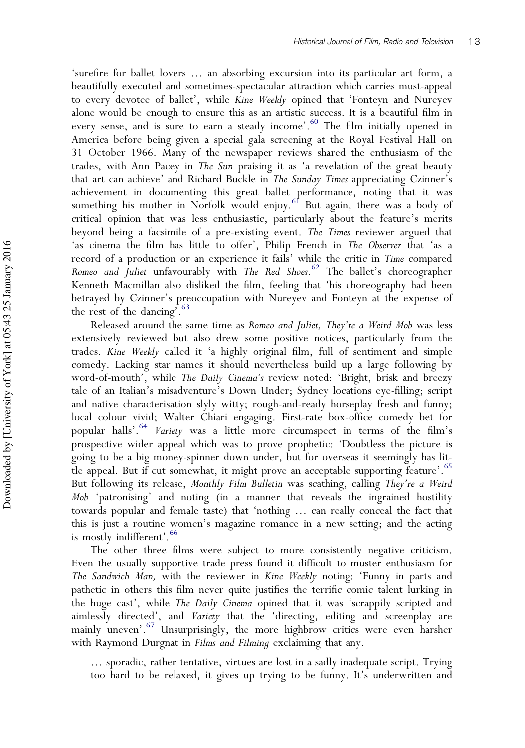'surefire for ballet lovers … an absorbing excursion into its particular art form, a beautifully executed and sometimes-spectacular attraction which carries must-appeal to every devotee of ballet', while *Kine Weekly* opined that 'Fonteyn and Nureyev alone would be enough to ensure this as an artistic success. It is a beautiful film in every sense, and is sure to earn a steady income'.[60] The film initially opened in America before being given a special gala screening at the Royal Festival Hall on 31 October 1966. Many of the newspaper reviews shared the enthusiasm of the trades, with Ann Pacey in *The Sun* praising it as 'a revelation of the great beauty that art can achieve' and Richard Buckle in *The Sunday Times* appreciating Czinner's achievement in documenting this great ballet performance, noting that it was something his mother in Norfolk would enjoy.[61] But again, there was a body of critical opinion that was less enthusiastic, particularly about the feature's merits beyond being a facsimile of a pre-existing event. *The Times* reviewer argued that 'as cinema the film has little to offer', Philip French in *The Observer* that 'as a record of a production or an experience it fails' while the critic in *Time* compared *Romeo and Juliet* unfavourably with *The Red Shoes*.[62] The ballet's choreographer Kenneth Macmillan also disliked the film, feeling that 'his choreography had been betrayed by Czinner's preoccupation with Nureyev and Fonteyn at the expense of the rest of the dancing'.[63]

Released around the same time as *Romeo and Juliet, They're a Weird Mob* was less extensively reviewed but also drew some positive notices, particularly from the trades. *Kine Weekly* called it 'a highly original film, full of sentiment and simple comedy. Lacking star names it should nevertheless build up a large following by word-of-mouth', while *The Daily Cinema's* review noted: 'Bright, brisk and breezy tale of an Italian's misadventure's Down Under; Sydney locations eye-filling; script and native characterisation slyly witty; rough-and-ready horseplay fresh and funny; local colour vivid; Walter Chiari engaging. First-rate box-office comedy bet for popular halls'.[64] *Variety* was a little more circumspect in terms of the film's prospective wider appeal which was to prove prophetic: 'Doubtless the picture is going to be a big money-spinner down under, but for overseas it seemingly has little appeal. But if cut somewhat, it might prove an acceptable supporting feature'.[65] But following its release, *Monthly Film Bulletin* was scathing, calling *They're a Weird Mob* 'patronising' and noting (in a manner that reveals the ingrained hostility towards popular and female taste) that 'nothing … can really conceal the fact that this is just a routine women's magazine romance in a new setting; and the acting is mostly indifferent'.[66]

The other three films were subject to more consistently negative criticism. Even the usually supportive trade press found it difficult to muster enthusiasm for *The Sandwich Man,* with the reviewer in *Kine Weekly* noting: 'Funny in parts and pathetic in others this film never quite justifies the terrific comic talent lurking in the huge cast', while *The Daily Cinema* opined that it was 'scrappily scripted and aimlessly directed', and *Variety* that the 'directing, editing and screenplay are mainly uneven'.[67] Unsurprisingly, the more highbrow critics were even harsher with Raymond Durgnat in *Films and Filming* exclaiming that any.

> … sporadic, rather tentative, virtues are lost in a sadly inadequate script. Trying too hard to be relaxed, it gives up trying to be funny. It's underwritten and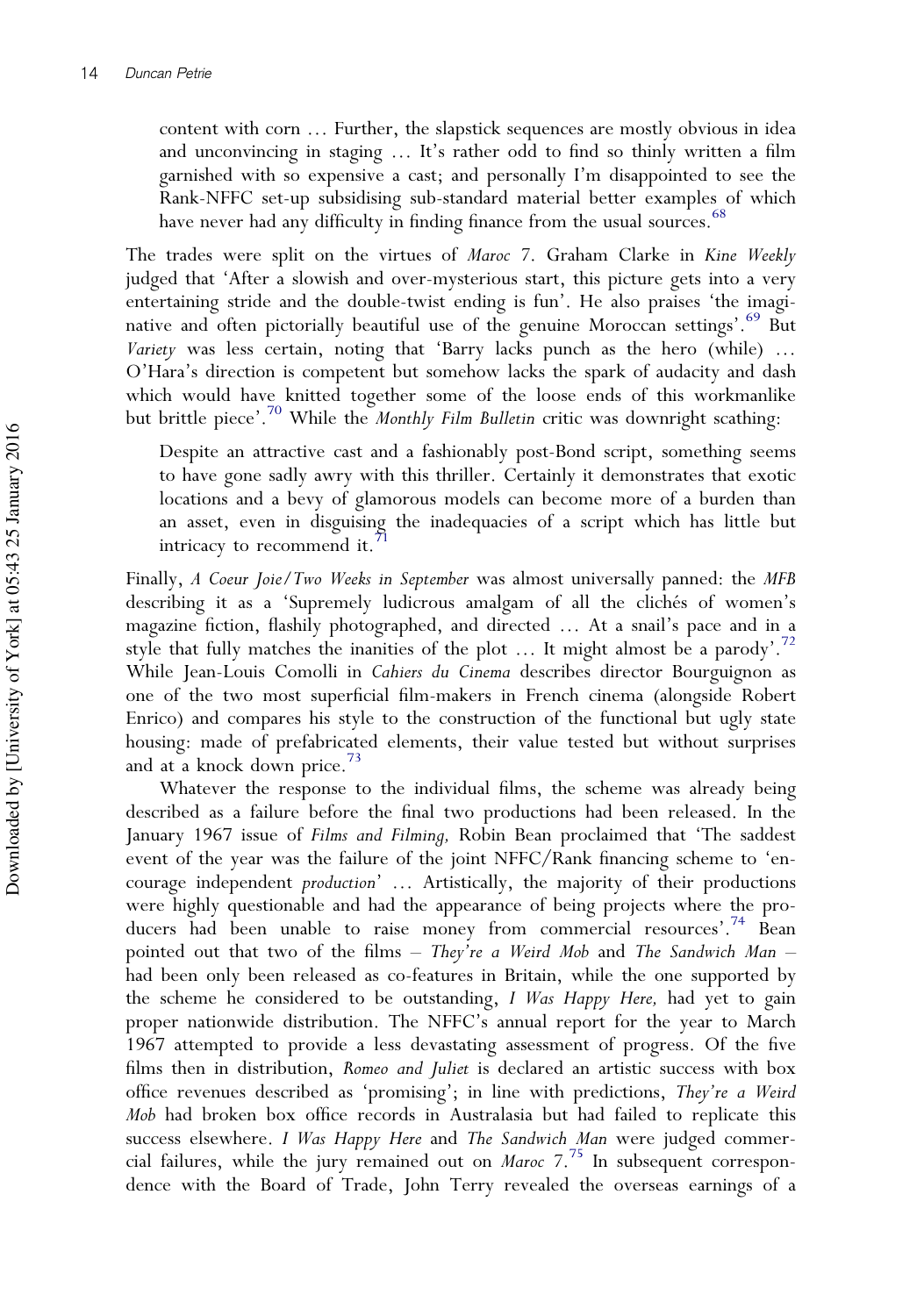content with corn … Further, the slapstick sequences are mostly obvious in idea and unconvincing in staging … It's rather odd to find so thinly written a film garnished with so expensive a cast; and personally I'm disappointed to see the Rank-NFFC set-up subsidising sub-standard material better examples of which have never had any difficulty in finding finance from the usual sources.[68]

The trades were split on the virtues of *Maroc 7*. Graham Clarke in *Kine Weekly* judged that 'After a slowish and over-mysterious start, this picture gets into a very entertaining stride and the double-twist ending is fun'. He also praises 'the imaginative and often pictorially beautiful use of the genuine Moroccan settings'.[69] But *Variety* was less certain, noting that 'Barry lacks punch as the hero (while) … O'Hara's direction is competent but somehow lacks the spark of audacity and dash which would have knitted together some of the loose ends of this workmanlike but brittle piece'.[70] While the *Monthly Film Bulletin* critic was downright scathing:

> Despite an attractive cast and a fashionably post-Bond script, something seems to have gone sadly awry with this thriller. Certainly it demonstrates that exotic locations and a bevy of glamorous models can become more of a burden than an asset, even in disguising the inadequacies of a script which has little but intricacy to recommend it.[71]

Finally, *A Coeur Joie/Two Weeks in September* was almost universally panned: the *MFB* describing it as a 'Supremely ludicrous amalgam of all the clichés of women's magazine fiction, flashily photographed, and directed … At a snail's pace and in a style that fully matches the inanities of the plot … It might almost be a parody'.[72] While Jean-Louis Comolli in *Cahiers du Cinema* describes director Bourguignon as one of the two most superficial film-makers in French cinema (alongside Robert Enrico) and compares his style to the construction of the functional but ugly state housing: made of prefabricated elements, their value tested but without surprises and at a knock down price.[73]

Whatever the response to the individual films, the scheme was already being described as a failure before the final two productions had been released. In the January 1967 issue of *Films and Filming,* Robin Bean proclaimed that 'The saddest event of the year was the failure of the joint NFFC/Rank financing scheme to 'encourage independent *production*' … Artistically, the majority of their productions were highly questionable and had the appearance of being projects where the producers had been unable to raise money from commercial resources'.[74] Bean pointed out that two of the films – *They're a Weird Mob* and *The Sandwich Man* – had been only been released as co-features in Britain, while the one supported by the scheme he considered to be outstanding, *I Was Happy Here,* had yet to gain proper nationwide distribution. The NFFC's annual report for the year to March 1967 attempted to provide a less devastating assessment of progress. Of the five films then in distribution, *Romeo and Juliet* is declared an artistic success with box office revenues described as 'promising'; in line with predictions, *They're a Weird Mob* had broken box office records in Australasia but had failed to replicate this success elsewhere. *I Was Happy Here* and *The Sandwich Man* were judged commercial failures, while the jury remained out on *Maroc 7*.[75] In subsequent correspondence with the Board of Trade, John Terry revealed the overseas earnings of a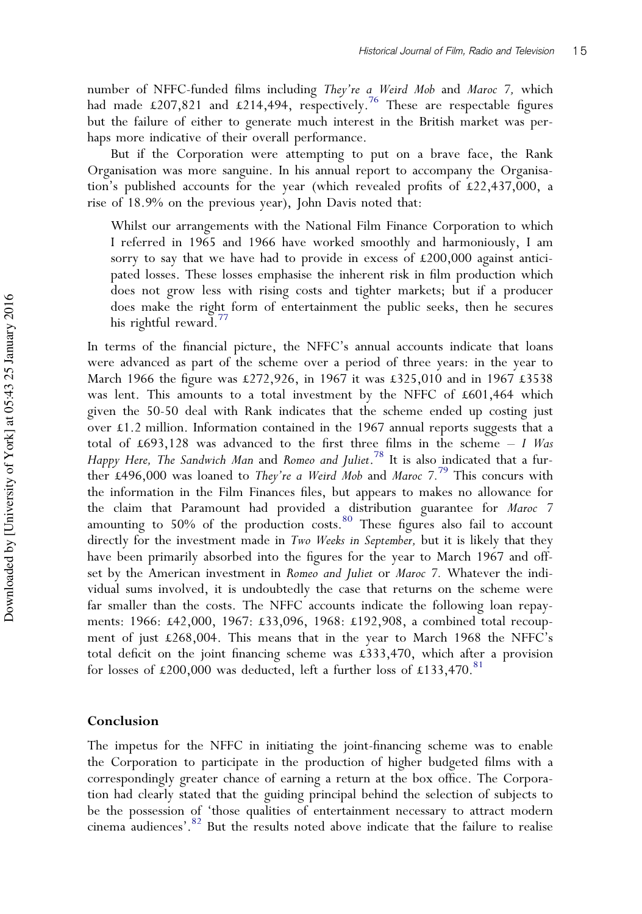number of NFFC-funded films including *They're a Weird Mob* and *Maroc 7,* which had made £207,821 and £214,494, respectively.[76] These are respectable figures but the failure of either to generate much interest in the British market was perhaps more indicative of their overall performance.

But if the Corporation were attempting to put on a brave face, the Rank Organisation was more sanguine. In his annual report to accompany the Organisation's published accounts for the year (which revealed profits of £22,437,000, a rise of 18.9% on the previous year), John Davis noted that:

> Whilst our arrangements with the National Film Finance Corporation to which I referred in 1965 and 1966 have worked smoothly and harmoniously, I am sorry to say that we have had to provide in excess of £200,000 against anticipated losses. These losses emphasise the inherent risk in film production which does not grow less with rising costs and tighter markets; but if a producer does make the right form of entertainment the public seeks, then he secures his rightful reward.[77]

In terms of the financial picture, the NFFC's annual accounts indicate that loans were advanced as part of the scheme over a period of three years: in the year to March 1966 the figure was £272,926, in 1967 it was £325,010 and in 1967 £3538 was lent. This amounts to a total investment by the NFFC of £601,464 which given the 50-50 deal with Rank indicates that the scheme ended up costing just over £1.2 million. Information contained in the 1967 annual reports suggests that a total of £693,128 was advanced to the first three films in the scheme – *I Was Happy Here, The Sandwich Man* and *Romeo and Juliet*.[78] It is also indicated that a further £496,000 was loaned to *They're a Weird Mob* and *Maroc 7.*[79] This concurs with the information in the Film Finances files, but appears to makes no allowance for the claim that Paramount had provided a distribution guarantee for *Maroc 7* amounting to 50% of the production costs.[80] These figures also fail to account directly for the investment made in *Two Weeks in September,* but it is likely that they have been primarily absorbed into the figures for the year to March 1967 and offset by the American investment in *Romeo and Juliet* or *Maroc 7.* Whatever the individual sums involved, it is undoubtedly the case that returns on the scheme were far smaller than the costs. The NFFC accounts indicate the following loan repayments: 1966: £42,000, 1967: £33,096, 1968: £192,908, a combined total recoupment of just £268,004. This means that in the year to March 1968 the NFFC's total deficit on the joint financing scheme was £333,470, which after a provision for losses of £200,000 was deducted, left a further loss of £133,470.[81]

## Conclusion

The impetus for the NFFC in initiating the joint-financing scheme was to enable the Corporation to participate in the production of higher budgeted films with a correspondingly greater chance of earning a return at the box office. The Corporation had clearly stated that the guiding principal behind the selection of subjects to be the possession of 'those qualities of entertainment necessary to attract modern cinema audiences'.[82] But the results noted above indicate that the failure to realise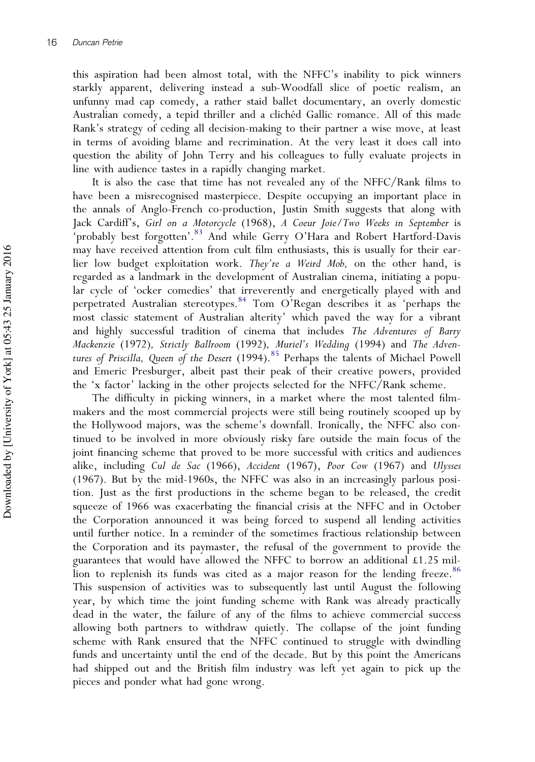this aspiration had been almost total, with the NFFC's inability to pick winners starkly apparent, delivering instead a sub-Woodfall slice of poetic realism, an unfunny mad cap comedy, a rather staid ballet documentary, an overly domestic Australian comedy, a tepid thriller and a clichéd Gallic romance. All of this made Rank's strategy of ceding all decision-making to their partner a wise move, at least in terms of avoiding blame and recrimination. At the very least it does call into question the ability of John Terry and his colleagues to fully evaluate projects in line with audience tastes in a rapidly changing market.

It is also the case that time has not revealed any of the NFFC/Rank films to have been a misrecognised masterpiece. Despite occupying an important place in the annals of Anglo-French co-production, Justin Smith suggests that along with Jack Cardiff's, *Girl on a Motorcycle* (1968), *A Coeur Joie/Two Weeks in September* is 'probably best forgotten'.[83] And while Gerry O'Hara and Robert Hartford-Davis may have received attention from cult film enthusiasts, this is usually for their earlier low budget exploitation work. *They're a Weird Mob,* on the other hand, is regarded as a landmark in the development of Australian cinema, initiating a popular cycle of 'ocker comedies' that irreverently and energetically played with and perpetrated Australian stereotypes.[84] Tom O'Regan describes it as 'perhaps the most classic statement of Australian alterity' which paved the way for a vibrant and highly successful tradition of cinema that includes *The Adventures of Barry Mackenzie* (1972), *Strictly Ballroom* (1992), *Muriel's Wedding* (1994) and *The Adventures of Priscilla, Queen of the Desert* (1994).[85] Perhaps the talents of Michael Powell and Emeric Presburger, albeit past their peak of their creative powers, provided the 'x factor' lacking in the other projects selected for the NFFC/Rank scheme.

The difficulty in picking winners, in a market where the most talented filmmakers and the most commercial projects were still being routinely scooped up by the Hollywood majors, was the scheme's downfall. Ironically, the NFFC also continued to be involved in more obviously risky fare outside the main focus of the joint financing scheme that proved to be more successful with critics and audiences alike, including *Cul de Sac* (1966), *Accident* (1967), *Poor Cow* (1967) and *Ulysses* (1967). But by the mid-1960s, the NFFC was also in an increasingly parlous position. Just as the first productions in the scheme began to be released, the credit squeeze of 1966 was exacerbating the financial crisis at the NFFC and in October the Corporation announced it was being forced to suspend all lending activities until further notice. In a reminder of the sometimes fractious relationship between the Corporation and its paymaster, the refusal of the government to provide the guarantees that would have allowed the NFFC to borrow an additional £1.25 million to replenish its funds was cited as a major reason for the lending freeze.[86] This suspension of activities was to subsequently last until August the following year, by which time the joint funding scheme with Rank was already practically dead in the water, the failure of any of the films to achieve commercial success allowing both partners to withdraw quietly. The collapse of the joint funding scheme with Rank ensured that the NFFC continued to struggle with dwindling funds and uncertainty until the end of the decade. But by this point the Americans had shipped out and the British film industry was left yet again to pick up the pieces and ponder what had gone wrong.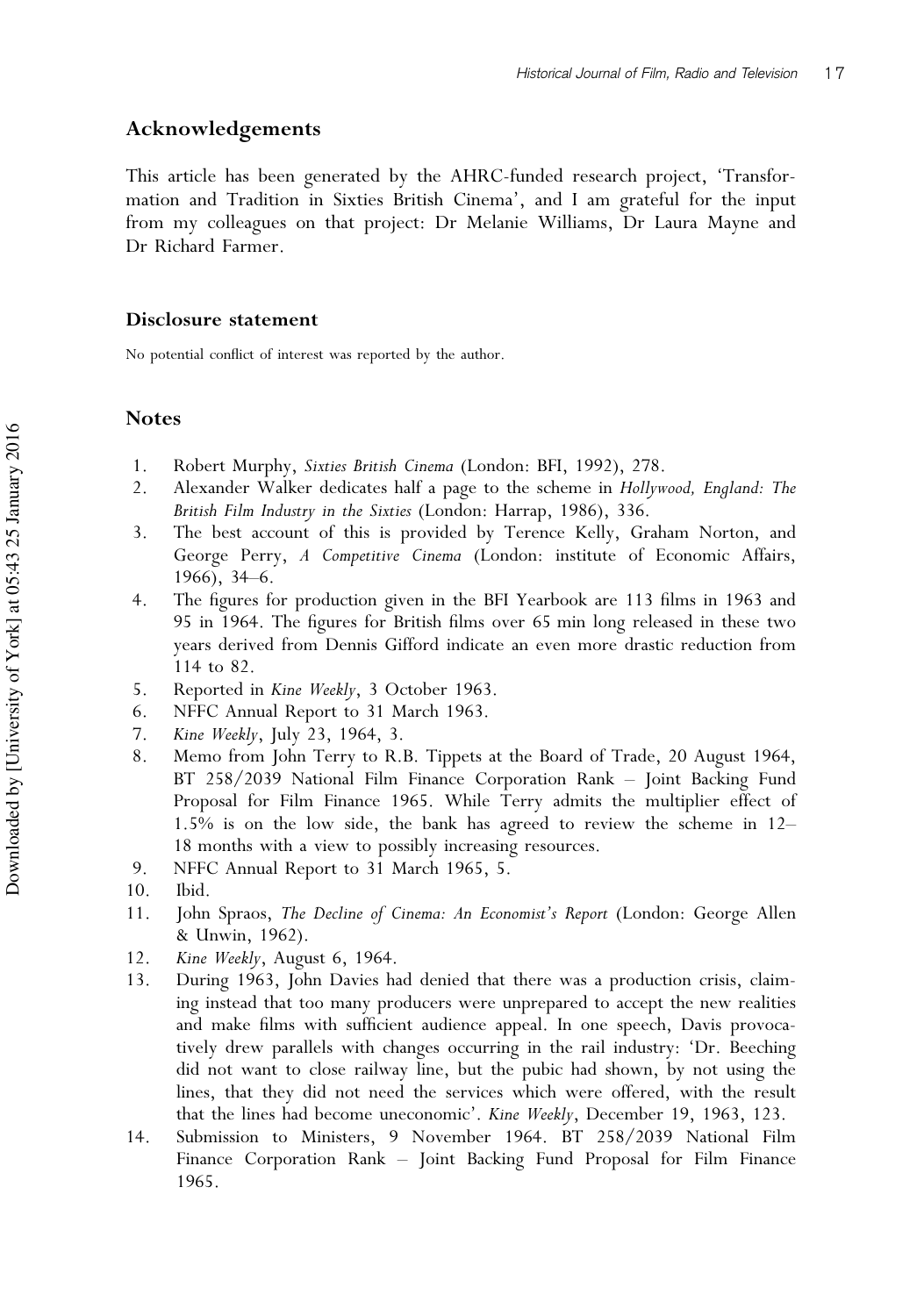## Acknowledgements

This article has been generated by the AHRC-funded research project, 'Transformation and Tradition in Sixties British Cinema', and I am grateful for the input from my colleagues on that project: Dr Melanie Williams, Dr Laura Mayne and Dr Richard Farmer.

### Disclosure statement

No potential conflict of interest was reported by the author.

## Notes

1. Robert Murphy, *Sixties British Cinema* (London: BFI, 1992), 278.
2. Alexander Walker dedicates half a page to the scheme in *Hollywood, England: The British Film Industry in the Sixties* (London: Harrap, 1986), 336.
3. The best account of this is provided by Terence Kelly, Graham Norton, and George Perry, *A Competitive Cinema* (London: institute of Economic Affairs, 1966), 34–6.
4. The figures for production given in the BFI Yearbook are 113 films in 1963 and 95 in 1964. The figures for British films over 65 min long released in these two years derived from Dennis Gifford indicate an even more drastic reduction from 114 to 82.
5. Reported in *Kine Weekly*, 3 October 1963.
6. NFFC Annual Report to 31 March 1963.
7. *Kine Weekly*, July 23, 1964, 3.
8. Memo from John Terry to R.B. Tippets at the Board of Trade, 20 August 1964, BT 258/2039 National Film Finance Corporation Rank – Joint Backing Fund Proposal for Film Finance 1965. While Terry admits the multiplier effect of 1.5% is on the low side, the bank has agreed to review the scheme in 12–18 months with a view to possibly increasing resources.
9. NFFC Annual Report to 31 March 1965, 5.
10. Ibid.
11. John Spraos, *The Decline of Cinema: An Economist's Report* (London: George Allen & Unwin, 1962).
12. *Kine Weekly*, August 6, 1964.
13. During 1963, John Davies had denied that there was a production crisis, claiming instead that too many producers were unprepared to accept the new realities and make films with sufficient audience appeal. In one speech, Davis provocatively drew parallels with changes occurring in the rail industry: 'Dr. Beeching did not want to close railway line, but the pubic had shown, by not using the lines, that they did not need the services which were offered, with the result that the lines had become uneconomic'. *Kine Weekly*, December 19, 1963, 123.
14. Submission to Ministers, 9 November 1964. BT 258/2039 National Film Finance Corporation Rank – Joint Backing Fund Proposal for Film Finance 1965.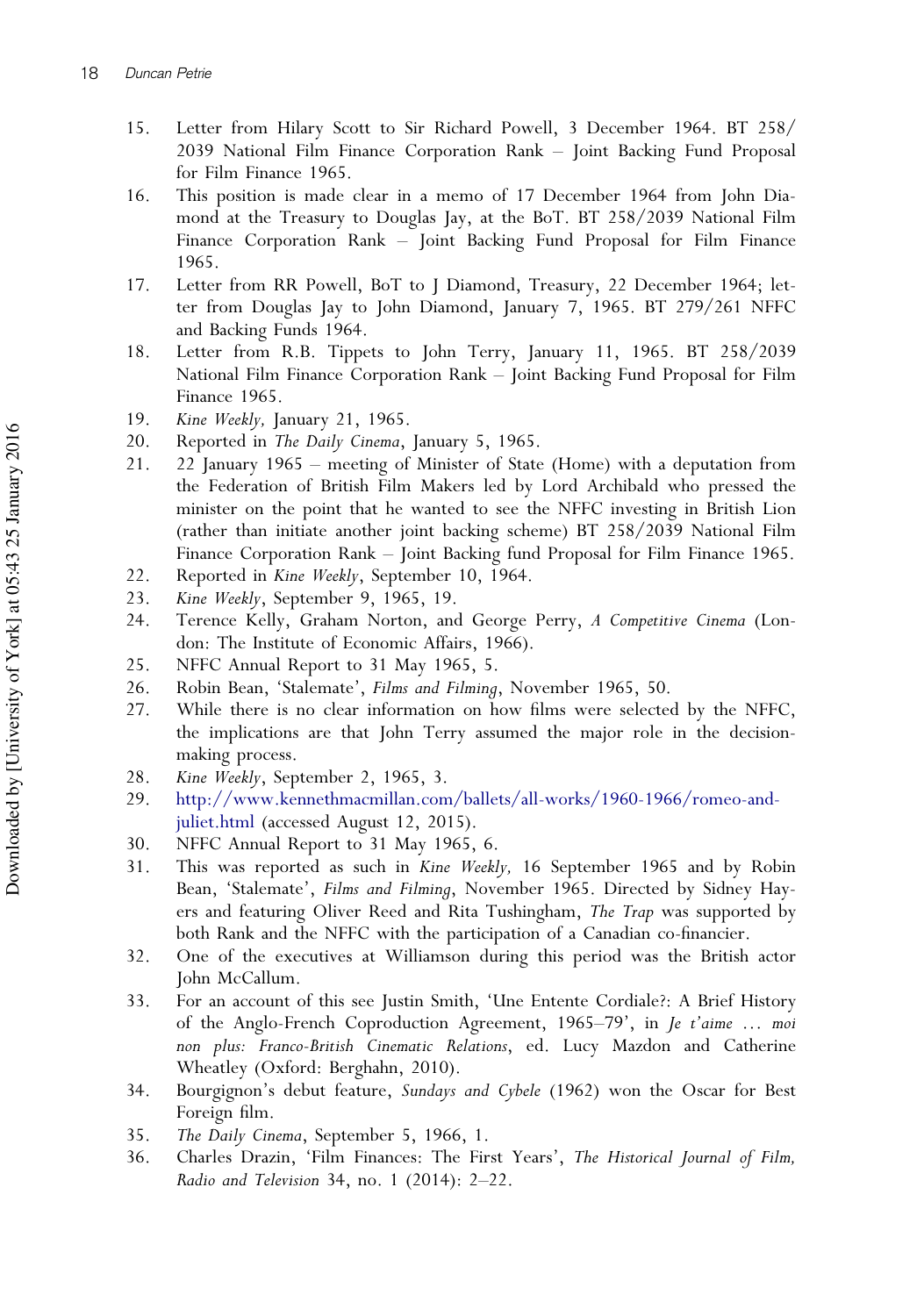15. Letter from Hilary Scott to Sir Richard Powell, 3 December 1964. BT 258/2039 National Film Finance Corporation Rank – Joint Backing Fund Proposal for Film Finance 1965.
16. This position is made clear in a memo of 17 December 1964 from John Diamond at the Treasury to Douglas Jay, at the BoT. BT 258/2039 National Film Finance Corporation Rank – Joint Backing Fund Proposal for Film Finance 1965.
17. Letter from RR Powell, BoT to J Diamond, Treasury, 22 December 1964; letter from Douglas Jay to John Diamond, January 7, 1965. BT 279/261 NFFC and Backing Funds 1964.
18. Letter from R.B. Tippets to John Terry, January 11, 1965. BT 258/2039 National Film Finance Corporation Rank – Joint Backing Fund Proposal for Film Finance 1965.
19. *Kine Weekly,* January 21, 1965.
20. Reported in *The Daily Cinema*, January 5, 1965.
21. 22 January 1965 – meeting of Minister of State (Home) with a deputation from the Federation of British Film Makers led by Lord Archibald who pressed the minister on the point that he wanted to see the NFFC investing in British Lion (rather than initiate another joint backing scheme) BT 258/2039 National Film Finance Corporation Rank – Joint Backing fund Proposal for Film Finance 1965.
22. Reported in *Kine Weekly*, September 10, 1964.
23. *Kine Weekly*, September 9, 1965, 19.
24. Terence Kelly, Graham Norton, and George Perry, *A Competitive Cinema* (London: The Institute of Economic Affairs, 1966).
25. NFFC Annual Report to 31 May 1965, 5.
26. Robin Bean, 'Stalemate', *Films and Filming*, November 1965, 50.
27. While there is no clear information on how films were selected by the NFFC, the implications are that John Terry assumed the major role in the decision-making process.
28. *Kine Weekly*, September 2, 1965, 3.
29. http://www.kennethmacmillan.com/ballets/all-works/1960-1966/romeo-and-juliet.html (accessed August 12, 2015).
30. NFFC Annual Report to 31 May 1965, 6.
31. This was reported as such in *Kine Weekly,* 16 September 1965 and by Robin Bean, 'Stalemate', *Films and Filming*, November 1965. Directed by Sidney Hayers and featuring Oliver Reed and Rita Tushingham, *The Trap* was supported by both Rank and the NFFC with the participation of a Canadian co-financier.
32. One of the executives at Williamson during this period was the British actor John McCallum.
33. For an account of this see Justin Smith, 'Une Entente Cordiale?: A Brief History of the Anglo-French Coproduction Agreement, 1965–79', in *Je t'aime … moi non plus: Franco-British Cinematic Relations*, ed. Lucy Mazdon and Catherine Wheatley (Oxford: Berghahn, 2010).
34. Bourgignon's debut feature, *Sundays and Cybele* (1962) won the Oscar for Best Foreign film.
35. *The Daily Cinema*, September 5, 1966, 1.
36. Charles Drazin, 'Film Finances: The First Years', *The Historical Journal of Film, Radio and Television* 34, no. 1 (2014): 2–22.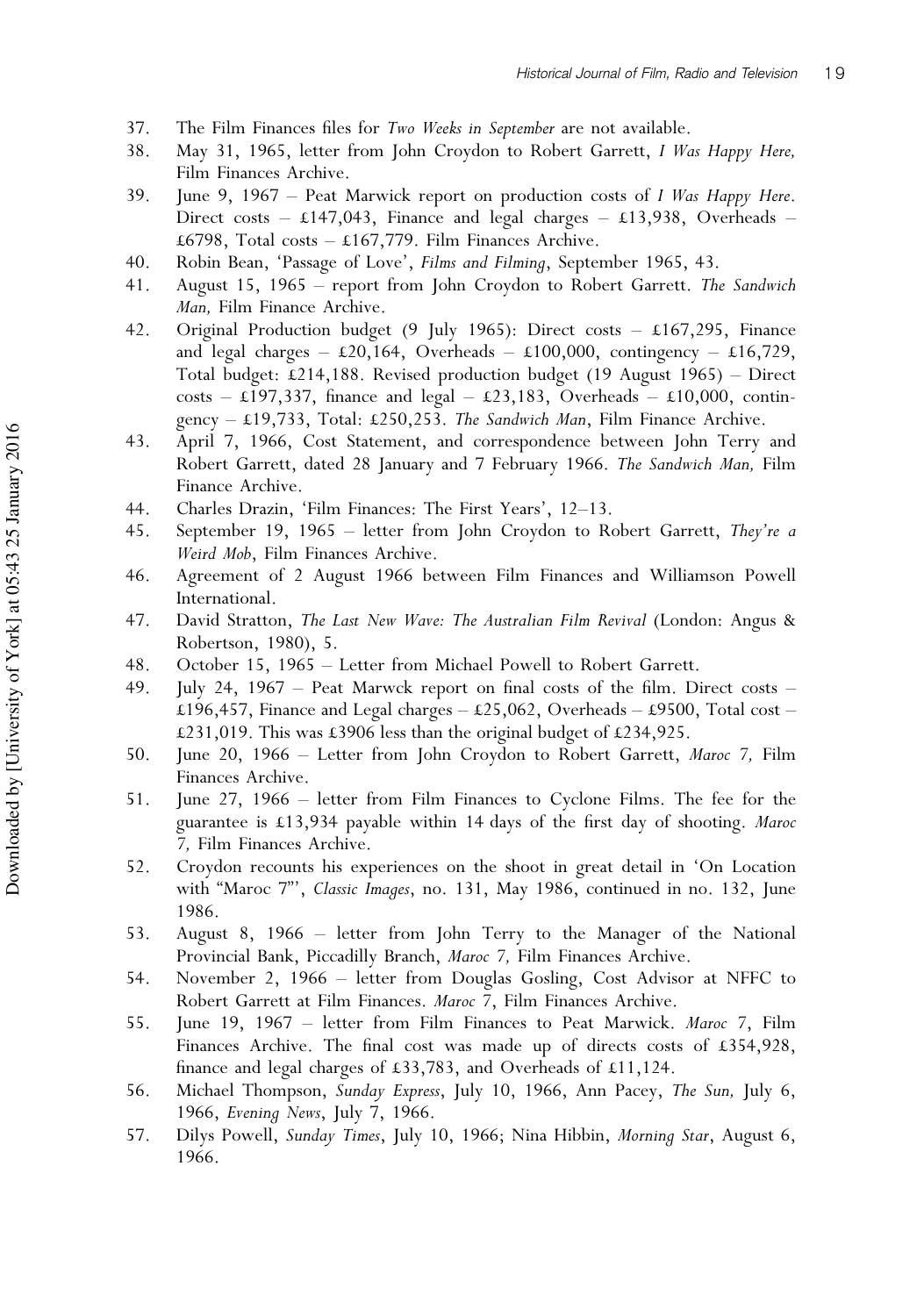37. The Film Finances files for *Two Weeks in September* are not available.
38. May 31, 1965, letter from John Croydon to Robert Garrett, *I Was Happy Here,* Film Finances Archive.
39. June 9, 1967 – Peat Marwick report on production costs of *I Was Happy Here*. Direct costs – £147,043, Finance and legal charges – £13,938, Overheads – £6798, Total costs – £167,779. Film Finances Archive.
40. Robin Bean, 'Passage of Love', *Films and Filming*, September 1965, 43.
41. August 15, 1965 – report from John Croydon to Robert Garrett. *The Sandwich Man,* Film Finance Archive.
42. Original Production budget (9 July 1965): Direct costs – £167,295, Finance and legal charges – £20,164, Overheads – £100,000, contingency – £16,729, Total budget: £214,188. Revised production budget (19 August 1965) – Direct costs – £197,337, finance and legal – £23,183, Overheads – £10,000, contingency – £19,733, Total: £250,253. *The Sandwich Man*, Film Finance Archive.
43. April 7, 1966, Cost Statement, and correspondence between John Terry and Robert Garrett, dated 28 January and 7 February 1966. *The Sandwich Man,* Film Finance Archive.
44. Charles Drazin, 'Film Finances: The First Years', 12–13.
45. September 19, 1965 – letter from John Croydon to Robert Garrett, *They're a Weird Mob*, Film Finances Archive.
46. Agreement of 2 August 1966 between Film Finances and Williamson Powell International.
47. David Stratton, *The Last New Wave: The Australian Film Revival* (London: Angus & Robertson, 1980), 5.
48. October 15, 1965 – Letter from Michael Powell to Robert Garrett.
49. July 24, 1967 – Peat Marwck report on final costs of the film. Direct costs – £196,457, Finance and Legal charges – £25,062, Overheads – £9500, Total cost – £231,019. This was £3906 less than the original budget of £234,925.
50. June 20, 1966 – Letter from John Croydon to Robert Garrett, *Maroc 7,* Film Finances Archive.
51. June 27, 1966 – letter from Film Finances to Cyclone Films. The fee for the guarantee is £13,934 payable within 14 days of the first day of shooting. *Maroc 7,* Film Finances Archive.
52. Croydon recounts his experiences on the shoot in great detail in 'On Location with "Maroc 7"', *Classic Images*, no. 131, May 1986, continued in no. 132, June 1986.
53. August 8, 1966 – letter from John Terry to the Manager of the National Provincial Bank, Piccadilly Branch, *Maroc 7,* Film Finances Archive.
54. November 2, 1966 – letter from Douglas Gosling, Cost Advisor at NFFC to Robert Garrett at Film Finances. *Maroc 7*, Film Finances Archive.
55. June 19, 1967 – letter from Film Finances to Peat Marwick. *Maroc 7*, Film Finances Archive. The final cost was made up of directs costs of £354,928, finance and legal charges of £33,783, and Overheads of £11,124.
56. Michael Thompson, *Sunday Express*, July 10, 1966, Ann Pacey, *The Sun,* July 6, 1966, *Evening News*, July 7, 1966.
57. Dilys Powell, *Sunday Times*, July 10, 1966; Nina Hibbin, *Morning Star*, August 6, 1966.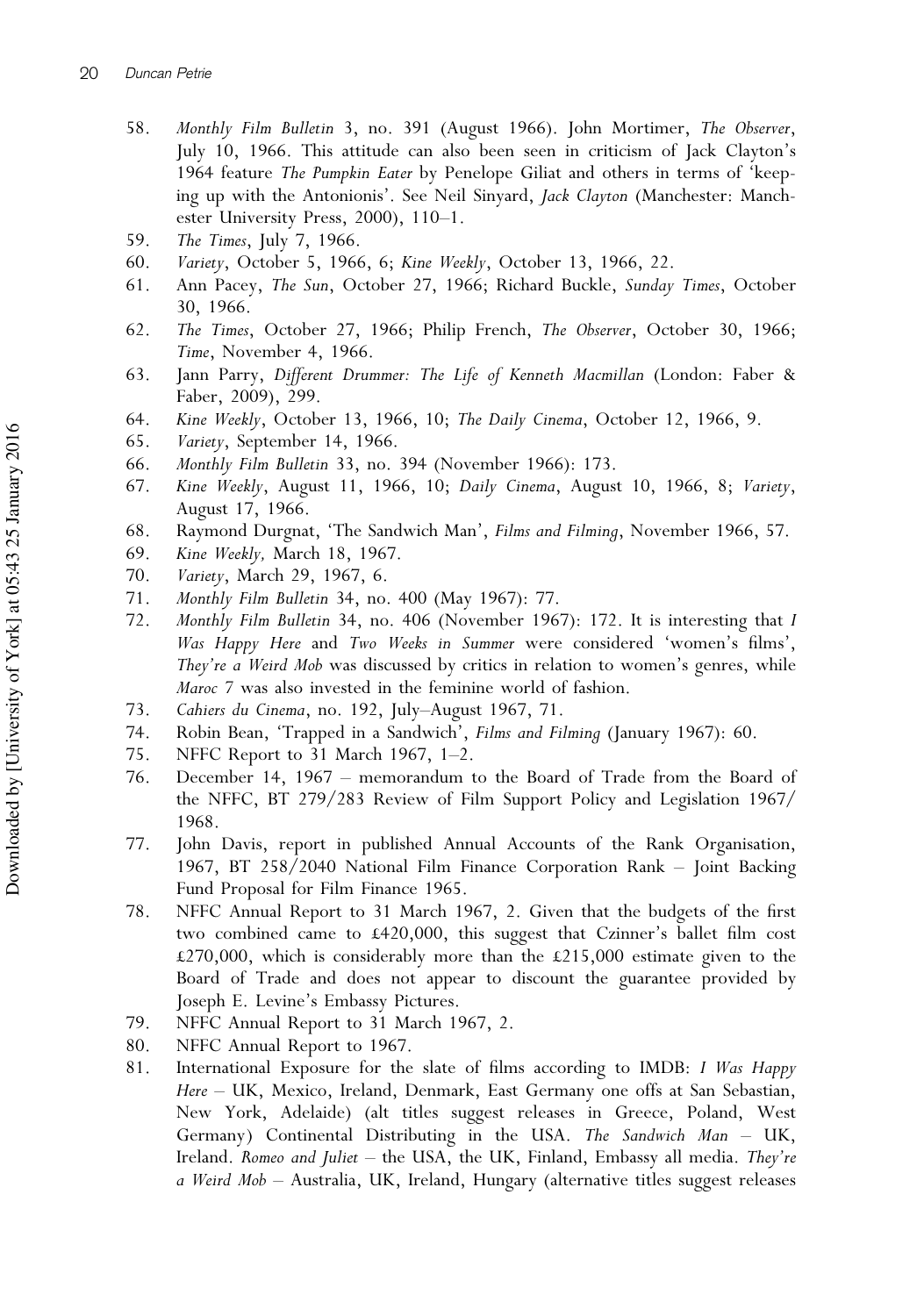58. *Monthly Film Bulletin* 3, no. 391 (August 1966). John Mortimer, *The Observer*, July 10, 1966. This attitude can also been seen in criticism of Jack Clayton's 1964 feature *The Pumpkin Eater* by Penelope Giliat and others in terms of 'keeping up with the Antonionis'. See Neil Sinyard, *Jack Clayton* (Manchester: Manchester University Press, 2000), 110–1.
59. *The Times*, July 7, 1966.
60. *Variety*, October 5, 1966, 6; *Kine Weekly*, October 13, 1966, 22.
61. Ann Pacey, *The Sun*, October 27, 1966; Richard Buckle, *Sunday Times*, October 30, 1966.
62. *The Times*, October 27, 1966; Philip French, *The Observer*, October 30, 1966; *Time*, November 4, 1966.
63. Jann Parry, *Different Drummer: The Life of Kenneth Macmillan* (London: Faber & Faber, 2009), 299.
64. *Kine Weekly*, October 13, 1966, 10; *The Daily Cinema*, October 12, 1966, 9.
65. *Variety*, September 14, 1966.
66. *Monthly Film Bulletin* 33, no. 394 (November 1966): 173.
67. *Kine Weekly*, August 11, 1966, 10; *Daily Cinema*, August 10, 1966, 8; *Variety*, August 17, 1966.
68. Raymond Durgnat, 'The Sandwich Man', *Films and Filming*, November 1966, 57.
69. *Kine Weekly,* March 18, 1967.
70. *Variety*, March 29, 1967, 6.
71. *Monthly Film Bulletin* 34, no. 400 (May 1967): 77.
72. *Monthly Film Bulletin* 34, no. 406 (November 1967): 172. It is interesting that *I Was Happy Here* and *Two Weeks in Summer* were considered 'women's films', *They're a Weird Mob* was discussed by critics in relation to women's genres, while *Maroc 7* was also invested in the feminine world of fashion.
73. *Cahiers du Cinema*, no. 192, July–August 1967, 71.
74. Robin Bean, 'Trapped in a Sandwich', *Films and Filming* (January 1967): 60.
75. NFFC Report to 31 March 1967, 1–2.
76. December 14, 1967 – memorandum to the Board of Trade from the Board of the NFFC, BT 279/283 Review of Film Support Policy and Legislation 1967/1968.
77. John Davis, report in published Annual Accounts of the Rank Organisation, 1967, BT 258/2040 National Film Finance Corporation Rank – Joint Backing Fund Proposal for Film Finance 1965.
78. NFFC Annual Report to 31 March 1967, 2. Given that the budgets of the first two combined came to £420,000, this suggest that Czinner's ballet film cost £270,000, which is considerably more than the £215,000 estimate given to the Board of Trade and does not appear to discount the guarantee provided by Joseph E. Levine's Embassy Pictures.
79. NFFC Annual Report to 31 March 1967, 2.
80. NFFC Annual Report to 1967.
81. International Exposure for the slate of films according to IMDB: *I Was Happy Here* – UK, Mexico, Ireland, Denmark, East Germany one offs at San Sebastian, New York, Adelaide) (alt titles suggest releases in Greece, Poland, West Germany) Continental Distributing in the USA. *The Sandwich Man* – UK, Ireland. *Romeo and Juliet* – the USA, the UK, Finland, Embassy all media. *They're a Weird Mob* – Australia, UK, Ireland, Hungary (alternative titles suggest releases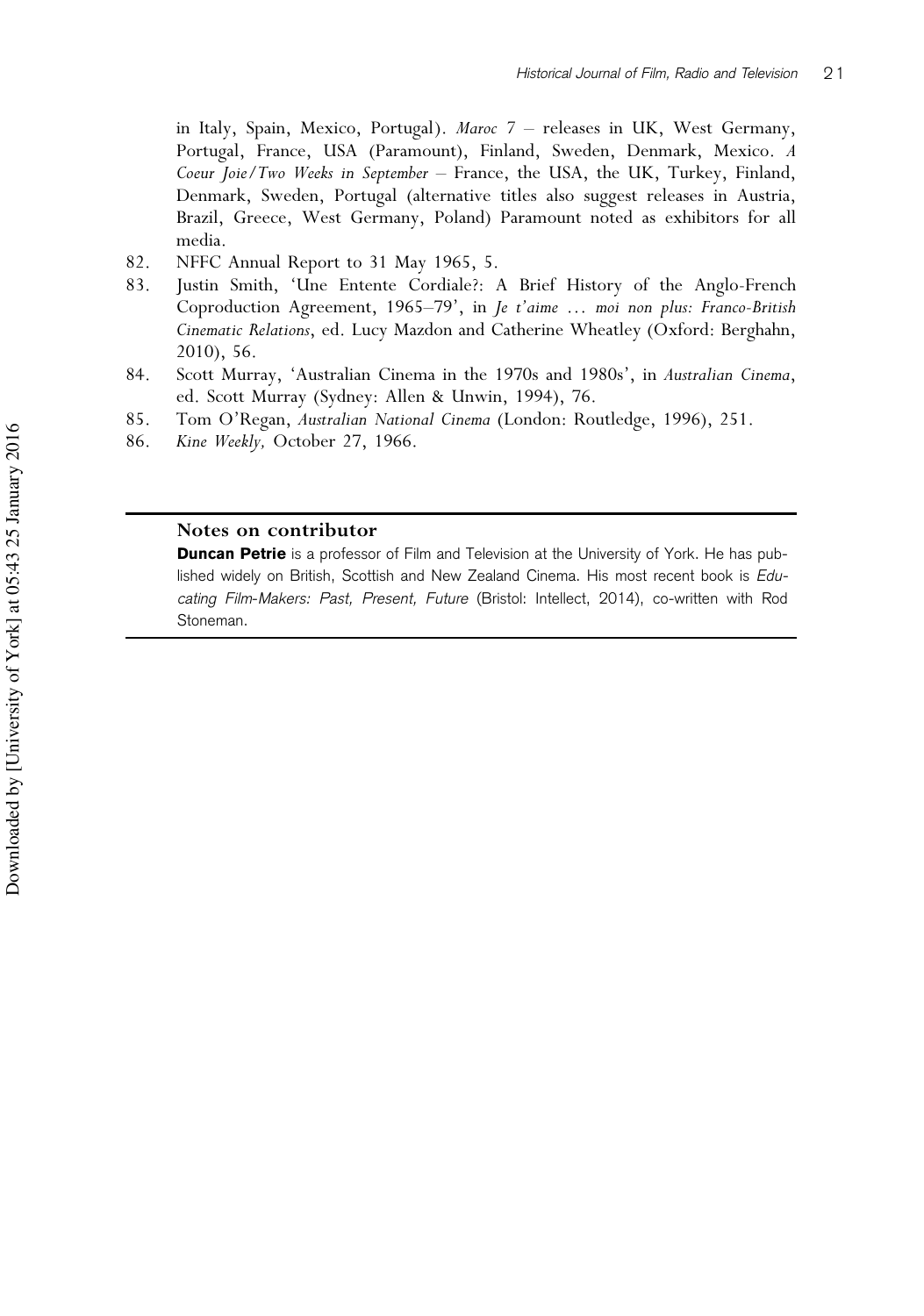in Italy, Spain, Mexico, Portugal). *Maroc 7* – releases in UK, West Germany, Portugal, France, USA (Paramount), Finland, Sweden, Denmark, Mexico. *A Coeur Joie/Two Weeks in September* – France, the USA, the UK, Turkey, Finland, Denmark, Sweden, Portugal (alternative titles also suggest releases in Austria, Brazil, Greece, West Germany, Poland) Paramount noted as exhibitors for all media.

82. NFFC Annual Report to 31 May 1965, 5.
83. Justin Smith, 'Une Entente Cordiale?: A Brief History of the Anglo-French Coproduction Agreement, 1965–79', in *Je t'aime … moi non plus: Franco-British Cinematic Relations*, ed. Lucy Mazdon and Catherine Wheatley (Oxford: Berghahn, 2010), 56.
84. Scott Murray, 'Australian Cinema in the 1970s and 1980s', in *Australian Cinema*, ed. Scott Murray (Sydney: Allen & Unwin, 1994), 76.
85. Tom O'Regan, *Australian National Cinema* (London: Routledge, 1996), 251.
86. *Kine Weekly,* October 27, 1966.

## Notes on contributor

**Duncan Petrie** is a professor of Film and Television at the University of York. He has published widely on British, Scottish and New Zealand Cinema. His most recent book is *Educating Film-Makers: Past, Present, Future* (Bristol: Intellect, 2014), co-written with Rod Stoneman.